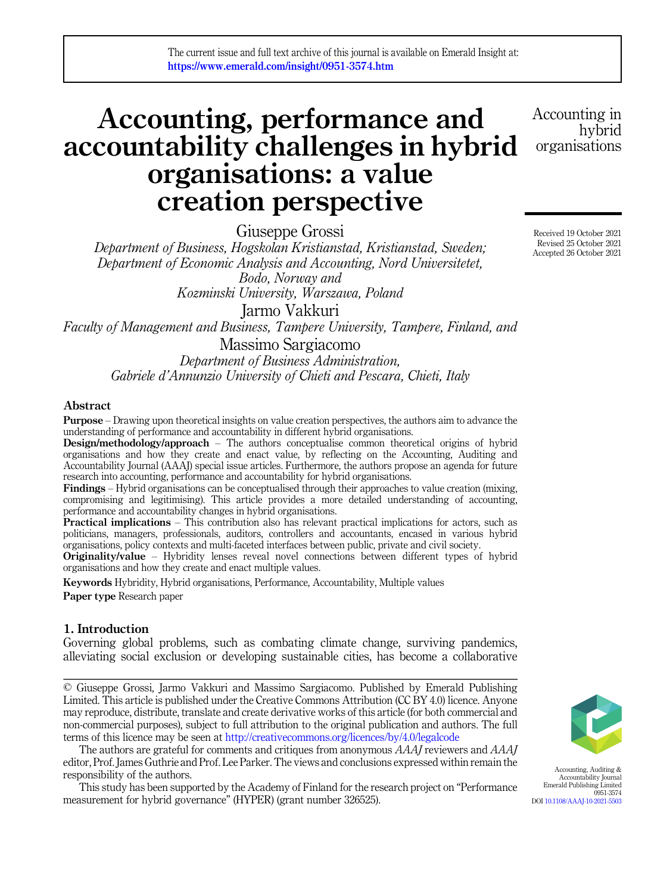The current issue and full text archive of this journal is available on Emerald Insight at: https://www.emerald.com/insight/0951-3574.htm

# Accounting, performance and accountability challenges in hybrid organisations: a value creation perspective

Giuseppe Grossi

*Department of Business, Hogskolan Kristianstad, Kristianstad, Sweden; Department of Economic Analysis and Accounting, Nord Universitetet, Bodo, Norway and Kozminski University, Warszawa, Poland*

Jarmo Vakkuri

*Faculty of Management and Business, Tampere University, Tampere, Finland, and*

Massimo Sargiacomo

*Department of Business Administration, Gabriele d'Annunzio University of Chieti and Pescara, Chieti, Italy*

Received 19 October 2021
Revised 25 October 2021
Accepted 26 October 2021

## Abstract

**Purpose** – Drawing upon theoretical insights on value creation perspectives, the authors aim to advance the understanding of performance and accountability in different hybrid organisations.

**Design/methodology/approach** – The authors conceptualise common theoretical origins of hybrid organisations and how they create and enact value, by reflecting on the Accounting, Auditing and Accountability Journal (AAAJ) special issue articles. Furthermore, the authors propose an agenda for future research into accounting, performance and accountability for hybrid organisations.

**Findings** – Hybrid organisations can be conceptualised through their approaches to value creation (mixing, compromising and legitimising). This article provides a more detailed understanding of accounting, performance and accountability changes in hybrid organisations.

**Practical implications** – This contribution also has relevant practical implications for actors, such as politicians, managers, professionals, auditors, controllers and accountants, encased in various hybrid organisations, policy contexts and multi-faceted interfaces between public, private and civil society.

**Originality/value** – Hybridity lenses reveal novel connections between different types of hybrid organisations and how they create and enact multiple values.

**Keywords** Hybridity, Hybrid organisations, Performance, Accountability, Multiple values

**Paper type** Research paper

## 1. Introduction

Governing global problems, such as combating climate change, surviving pandemics, alleviating social exclusion or developing sustainable cities, has become a collaborative

© Giuseppe Grossi, Jarmo Vakkuri and Massimo Sargiacomo. Published by Emerald Publishing Limited. This article is published under the Creative Commons Attribution (CC BY 4.0) licence. Anyone may reproduce, distribute, translate and create derivative works of this article (for both commercial and non-commercial purposes), subject to full attribution to the original publication and authors. The full terms of this licence may be seen at http://creativecommons.org/licences/by/4.0/legalcode

The authors are grateful for comments and critiques from anonymous *AAAJ* reviewers and *AAAJ* editor, Prof. James Guthrie and Prof. Lee Parker. The views and conclusions expressed within remain the responsibility of the authors.

This study has been supported by the Academy of Finland for the research project on "Performance measurement for hybrid governance" (HYPER) (grant number 326525).

Accounting, Auditing & Accountability Journal
Emerald Publishing Limited
0951-3574
DOI 10.1108/AAAJ-10-2021-5503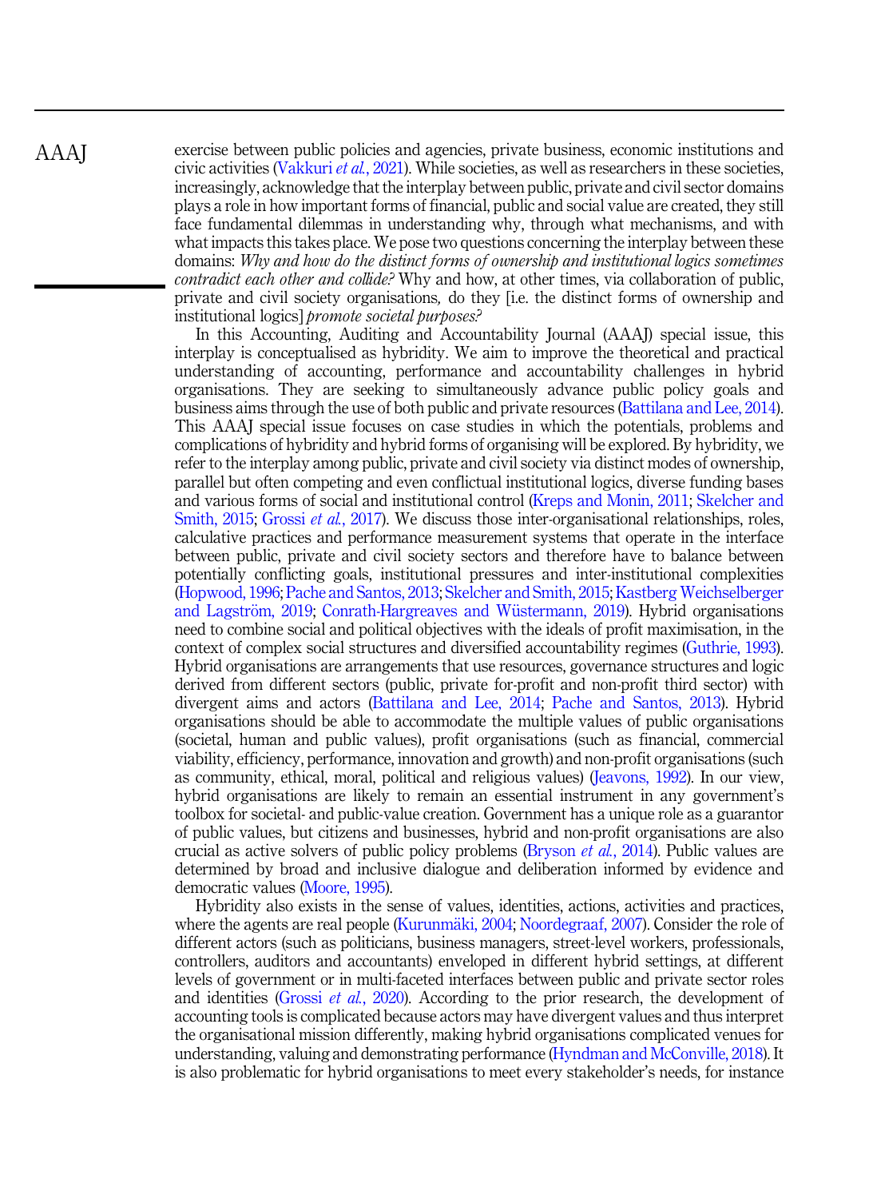exercise between public policies and agencies, private business, economic institutions and civic activities (Vakkuri *et al.*, 2021). While societies, as well as researchers in these societies, increasingly, acknowledge that the interplay between public, private and civil sector domains plays a role in how important forms of financial, public and social value are created, they still face fundamental dilemmas in understanding why, through what mechanisms, and with what impacts this takes place. We pose two questions concerning the interplay between these domains: *Why and how do the distinct forms of ownership and institutional logics sometimes contradict each other and collide?* Why and how, at other times, via collaboration of public, private and civil society organisations, do they [i.e. the distinct forms of ownership and institutional logics] *promote societal purposes?*

In this Accounting, Auditing and Accountability Journal (AAAJ) special issue, this interplay is conceptualised as hybridity. We aim to improve the theoretical and practical understanding of accounting, performance and accountability challenges in hybrid organisations. They are seeking to simultaneously advance public policy goals and business aims through the use of both public and private resources (Battilana and Lee, 2014). This AAAJ special issue focuses on case studies in which the potentials, problems and complications of hybridity and hybrid forms of organising will be explored. By hybridity, we refer to the interplay among public, private and civil society via distinct modes of ownership, parallel but often competing and even conflictual institutional logics, diverse funding bases and various forms of social and institutional control (Kreps and Monin, 2011; Skelcher and Smith, 2015; Grossi *et al.*, 2017). We discuss those inter-organisational relationships, roles, calculative practices and performance measurement systems that operate in the interface between public, private and civil society sectors and therefore have to balance between potentially conflicting goals, institutional pressures and inter-institutional complexities (Hopwood, 1996; Pache and Santos, 2013; Skelcher and Smith, 2015; Kastberg Weichselberger and Lagström, 2019; Conrath-Hargreaves and Wüstermann, 2019). Hybrid organisations need to combine social and political objectives with the ideals of profit maximisation, in the context of complex social structures and diversified accountability regimes (Guthrie, 1993). Hybrid organisations are arrangements that use resources, governance structures and logic derived from different sectors (public, private for-profit and non-profit third sector) with divergent aims and actors (Battilana and Lee, 2014; Pache and Santos, 2013). Hybrid organisations should be able to accommodate the multiple values of public organisations (societal, human and public values), profit organisations (such as financial, commercial viability, efficiency, performance, innovation and growth) and non-profit organisations (such as community, ethical, moral, political and religious values) (Jeavons, 1992). In our view, hybrid organisations are likely to remain an essential instrument in any government's toolbox for societal- and public-value creation. Government has a unique role as a guarantor of public values, but citizens and businesses, hybrid and non-profit organisations are also crucial as active solvers of public policy problems (Bryson *et al.*, 2014). Public values are determined by broad and inclusive dialogue and deliberation informed by evidence and democratic values (Moore, 1995).

Hybridity also exists in the sense of values, identities, actions, activities and practices, where the agents are real people (Kurunmäki, 2004; Noordegraaf, 2007). Consider the role of different actors (such as politicians, business managers, street-level workers, professionals, controllers, auditors and accountants) enveloped in different hybrid settings, at different levels of government or in multi-faceted interfaces between public and private sector roles and identities (Grossi *et al.*, 2020). According to the prior research, the development of accounting tools is complicated because actors may have divergent values and thus interpret the organisational mission differently, making hybrid organisations complicated venues for understanding, valuing and demonstrating performance (Hyndman and McConville, 2018). It is also problematic for hybrid organisations to meet every stakeholder's needs, for instance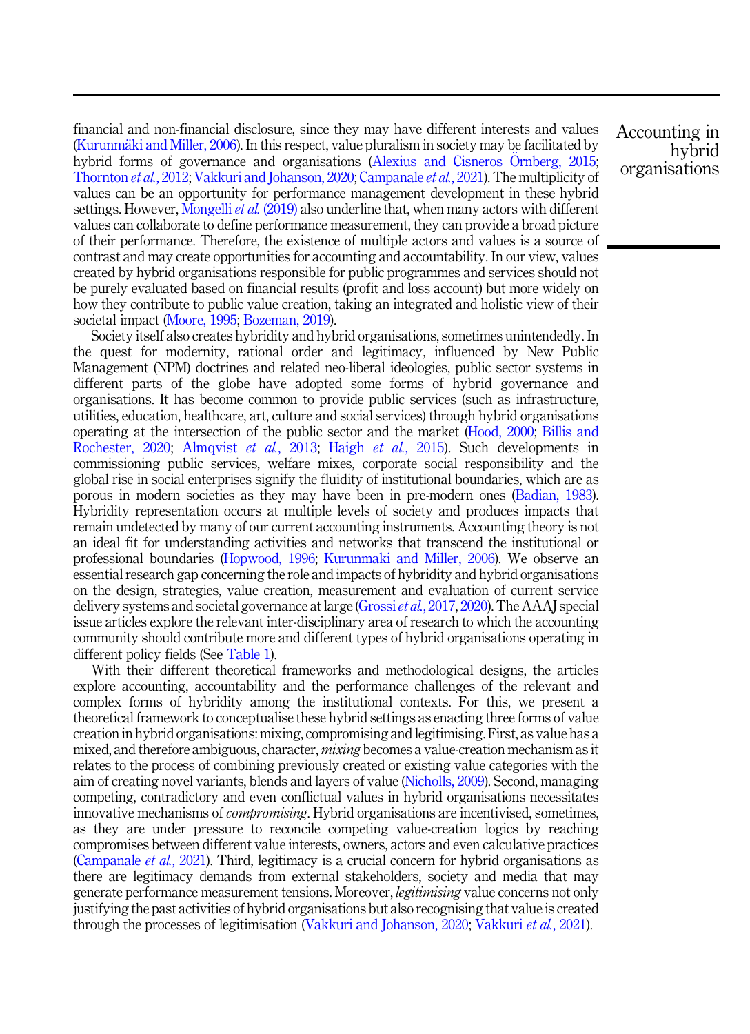financial and non-financial disclosure, since they may have different interests and values (Kurunmäki and Miller, 2006). In this respect, value pluralism in society may be facilitated by hybrid forms of governance and organisations (Alexius and Cisneros Örnberg, 2015; Thornton *et al.*, 2012; Vakkuri and Johanson, 2020; Campanale *et al.*, 2021). The multiplicity of values can be an opportunity for performance management development in these hybrid settings. However, Mongelli *et al.* (2019) also underline that, when many actors with different values can collaborate to define performance measurement, they can provide a broad picture of their performance. Therefore, the existence of multiple actors and values is a source of contrast and may create opportunities for accounting and accountability. In our view, values created by hybrid organisations responsible for public programmes and services should not be purely evaluated based on financial results (profit and loss account) but more widely on how they contribute to public value creation, taking an integrated and holistic view of their societal impact (Moore, 1995; Bozeman, 2019).

Society itself also creates hybridity and hybrid organisations, sometimes unintendedly. In the quest for modernity, rational order and legitimacy, influenced by New Public Management (NPM) doctrines and related neo-liberal ideologies, public sector systems in different parts of the globe have adopted some forms of hybrid governance and organisations. It has become common to provide public services (such as infrastructure, utilities, education, healthcare, art, culture and social services) through hybrid organisations operating at the intersection of the public sector and the market (Hood, 2000; Billis and Rochester, 2020; Almqvist *et al.*, 2013; Haigh *et al.*, 2015). Such developments in commissioning public services, welfare mixes, corporate social responsibility and the global rise in social enterprises signify the fluidity of institutional boundaries, which are as porous in modern societies as they may have been in pre-modern ones (Badian, 1983). Hybridity representation occurs at multiple levels of society and produces impacts that remain undetected by many of our current accounting instruments. Accounting theory is not an ideal fit for understanding activities and networks that transcend the institutional or professional boundaries (Hopwood, 1996; Kurunmaki and Miller, 2006). We observe an essential research gap concerning the role and impacts of hybridity and hybrid organisations on the design, strategies, value creation, measurement and evaluation of current service delivery systems and societal governance at large (Grossi *et al.*, 2017, 2020). The AAAJ special issue articles explore the relevant inter-disciplinary area of research to which the accounting community should contribute more and different types of hybrid organisations operating in different policy fields (See Table 1).

With their different theoretical frameworks and methodological designs, the articles explore accounting, accountability and the performance challenges of the relevant and complex forms of hybridity among the institutional contexts. For this, we present a theoretical framework to conceptualise these hybrid settings as enacting three forms of value creation in hybrid organisations: mixing, compromising and legitimising. First, as value has a mixed, and therefore ambiguous, character, *mixing* becomes a value-creation mechanism as it relates to the process of combining previously created or existing value categories with the aim of creating novel variants, blends and layers of value (Nicholls, 2009). Second, managing competing, contradictory and even conflictual values in hybrid organisations necessitates innovative mechanisms of *compromising*. Hybrid organisations are incentivised, sometimes, as they are under pressure to reconcile competing value-creation logics by reaching compromises between different value interests, owners, actors and even calculative practices (Campanale *et al.*, 2021). Third, legitimacy is a crucial concern for hybrid organisations as there are legitimacy demands from external stakeholders, society and media that may generate performance measurement tensions. Moreover, *legitimising* value concerns not only justifying the past activities of hybrid organisations but also recognising that value is created through the processes of legitimisation (Vakkuri and Johanson, 2020; Vakkuri *et al.*, 2021).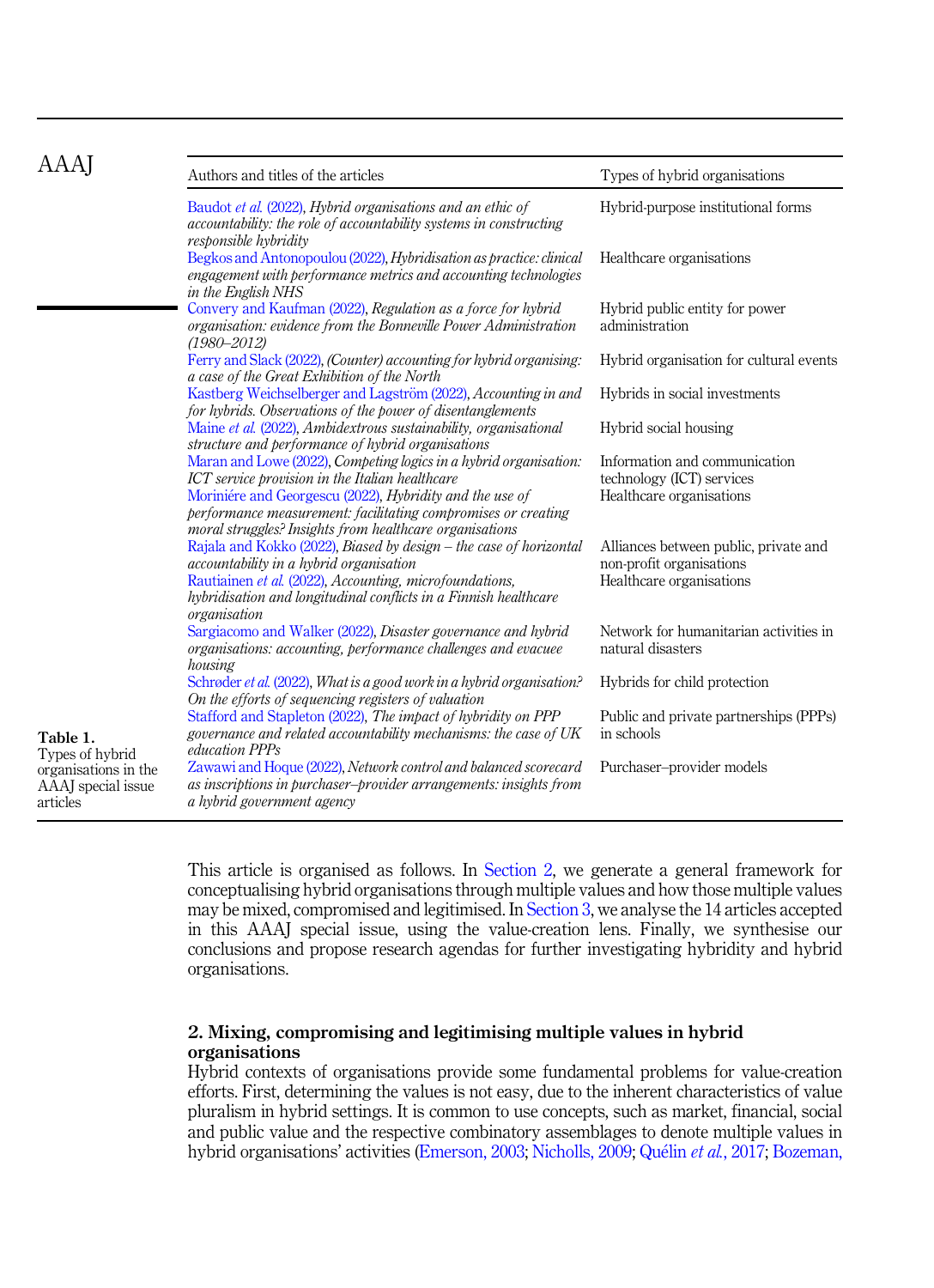| Authors and titles of the articles | Types of hybrid organisations |
|---|---|
| Baudot *et al.* (2022), *Hybrid organisations and an ethic of accountability: the role of accountability systems in constructing responsible hybridity* | Hybrid-purpose institutional forms |
| Begkos and Antonopoulou (2022), *Hybridisation as practice: clinical engagement with performance metrics and accounting technologies in the English NHS* | Healthcare organisations |
| Convery and Kaufman (2022), *Regulation as a force for hybrid organisation: evidence from the Bonneville Power Administration (1980–2012)* | Hybrid public entity for power administration |
| Ferry and Slack (2022), *(Counter) accounting for hybrid organising: a case of the Great Exhibition of the North* | Hybrid organisation for cultural events |
| Kastberg Weichselberger and Lagström (2022), *Accounting in and for hybrids. Observations of the power of disentanglements* | Hybrids in social investments |
| Maine *et al.* (2022), *Ambidextrous sustainability, organisational structure and performance of hybrid organisations* | Hybrid social housing |
| Maran and Lowe (2022), *Competing logics in a hybrid organisation: ICT service provision in the Italian healthcare* | Information and communication technology (ICT) services |
| Morinière and Georgescu (2022), *Hybridity and the use of performance measurement: facilitating compromises or creating moral struggles? Insights from healthcare organisations* | Healthcare organisations |
| Rajala and Kokko (2022), *Biased by design – the case of horizontal accountability in a hybrid organisation* | Alliances between public, private and non-profit organisations |
| Rautiainen *et al.* (2022), *Accounting, microfoundations, hybridisation and longitudinal conflicts in a Finnish healthcare organisation* | Healthcare organisations |
| Sargiacomo and Walker (2022), *Disaster governance and hybrid organisations: accounting, performance challenges and evacuee housing* | Network for humanitarian activities in natural disasters |
| Schrøder *et al.* (2022), *What is a good work in a hybrid organisation? On the efforts of sequencing registers of valuation* | Hybrids for child protection |
| Stafford and Stapleton (2022), *The impact of hybridity on PPP governance and related accountability mechanisms: the case of UK education PPPs* | Public and private partnerships (PPPs) in schools |
| Zawawi and Hoque (2022), *Network control and balanced scorecard as inscriptions in purchaser–provider arrangements: insights from a hybrid government agency* | Purchaser–provider models |

**Table 1.** Types of hybrid organisations in the AAAJ special issue articles

This article is organised as follows. In Section 2, we generate a general framework for conceptualising hybrid organisations through multiple values and how those multiple values may be mixed, compromised and legitimised. In Section 3, we analyse the 14 articles accepted in this AAAJ special issue, using the value-creation lens. Finally, we synthesise our conclusions and propose research agendas for further investigating hybridity and hybrid organisations.

## 2. Mixing, compromising and legitimising multiple values in hybrid organisations

Hybrid contexts of organisations provide some fundamental problems for value-creation efforts. First, determining the values is not easy, due to the inherent characteristics of value pluralism in hybrid settings. It is common to use concepts, such as market, financial, social and public value and the respective combinatory assemblages to denote multiple values in hybrid organisations' activities (Emerson, 2003; Nicholls, 2009; Quélin *et al.*, 2017; Bozeman,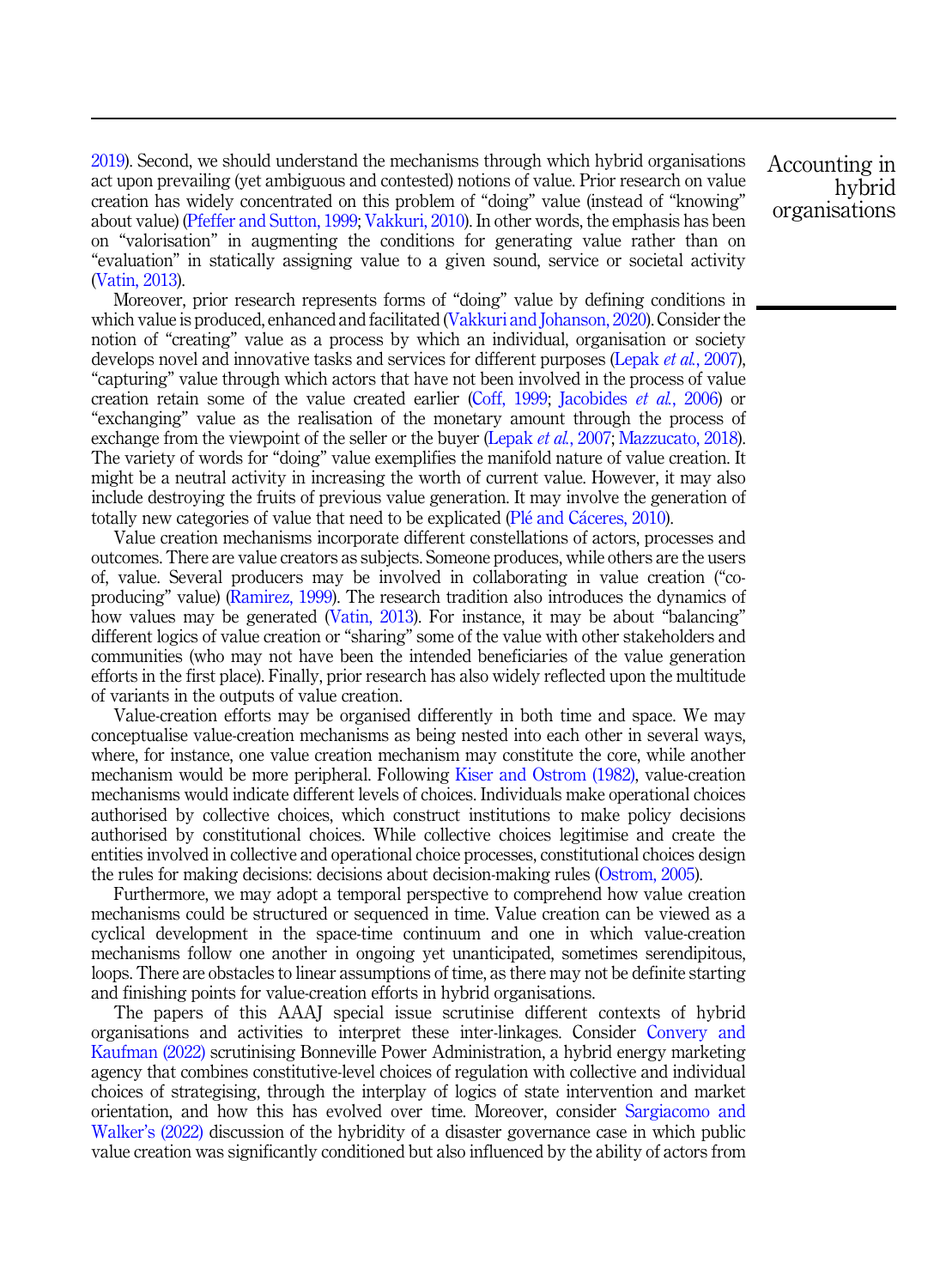2019). Second, we should understand the mechanisms through which hybrid organisations act upon prevailing (yet ambiguous and contested) notions of value. Prior research on value creation has widely concentrated on this problem of "doing" value (instead of "knowing" about value) (Pfeffer and Sutton, 1999; Vakkuri, 2010). In other words, the emphasis has been on "valorisation" in augmenting the conditions for generating value rather than on "evaluation" in statically assigning value to a given sound, service or societal activity (Vatin, 2013).

Moreover, prior research represents forms of "doing" value by defining conditions in which value is produced, enhanced and facilitated (Vakkuri and Johanson, 2020). Consider the notion of "creating" value as a process by which an individual, organisation or society develops novel and innovative tasks and services for different purposes (Lepak *et al.*, 2007), "capturing" value through which actors that have not been involved in the process of value creation retain some of the value created earlier (Coff, 1999; Jacobides *et al.*, 2006) or "exchanging" value as the realisation of the monetary amount through the process of exchange from the viewpoint of the seller or the buyer (Lepak *et al.*, 2007; Mazzucato, 2018). The variety of words for "doing" value exemplifies the manifold nature of value creation. It might be a neutral activity in increasing the worth of current value. However, it may also include destroying the fruits of previous value generation. It may involve the generation of totally new categories of value that need to be explicated (Plé and Cáceres, 2010).

Value creation mechanisms incorporate different constellations of actors, processes and outcomes. There are value creators as subjects. Someone produces, while others are the users of, value. Several producers may be involved in collaborating in value creation ("co-producing" value) (Ramirez, 1999). The research tradition also introduces the dynamics of how values may be generated (Vatin, 2013). For instance, it may be about "balancing" different logics of value creation or "sharing" some of the value with other stakeholders and communities (who may not have been the intended beneficiaries of the value generation efforts in the first place). Finally, prior research has also widely reflected upon the multitude of variants in the outputs of value creation.

Value-creation efforts may be organised differently in both time and space. We may conceptualise value-creation mechanisms as being nested into each other in several ways, where, for instance, one value creation mechanism may constitute the core, while another mechanism would be more peripheral. Following Kiser and Ostrom (1982), value-creation mechanisms would indicate different levels of choices. Individuals make operational choices authorised by collective choices, which construct institutions to make policy decisions authorised by constitutional choices. While collective choices legitimise and create the entities involved in collective and operational choice processes, constitutional choices design the rules for making decisions: decisions about decision-making rules (Ostrom, 2005).

Furthermore, we may adopt a temporal perspective to comprehend how value creation mechanisms could be structured or sequenced in time. Value creation can be viewed as a cyclical development in the space-time continuum and one in which value-creation mechanisms follow one another in ongoing yet unanticipated, sometimes serendipitous, loops. There are obstacles to linear assumptions of time, as there may not be definite starting and finishing points for value-creation efforts in hybrid organisations.

The papers of this AAAJ special issue scrutinise different contexts of hybrid organisations and activities to interpret these inter-linkages. Consider Convery and Kaufman (2022) scrutinising Bonneville Power Administration, a hybrid energy marketing agency that combines constitutive-level choices of regulation with collective and individual choices of strategising, through the interplay of logics of state intervention and market orientation, and how this has evolved over time. Moreover, consider Sargiacomo and Walker's (2022) discussion of the hybridity of a disaster governance case in which public value creation was significantly conditioned but also influenced by the ability of actors from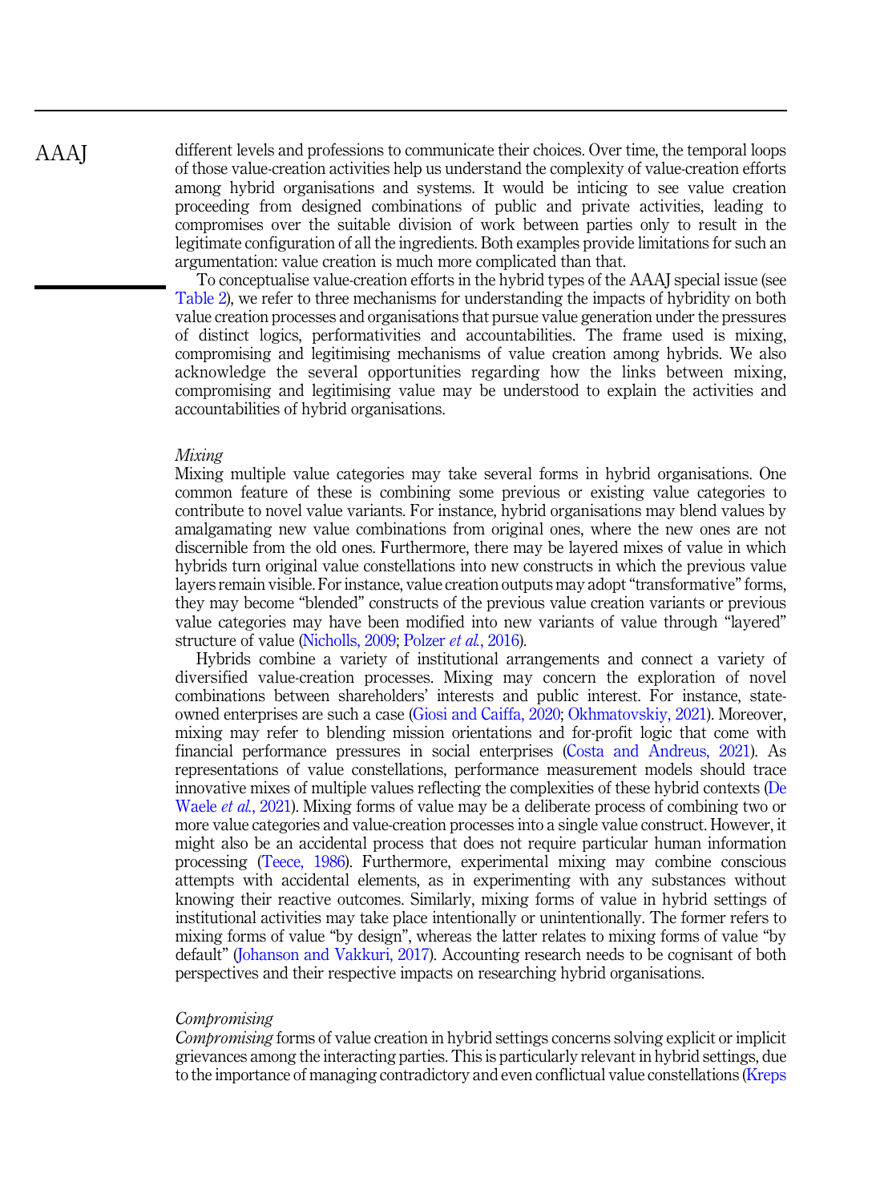different levels and professions to communicate their choices. Over time, the temporal loops of those value-creation activities help us understand the complexity of value-creation efforts among hybrid organisations and systems. It would be inticing to see value creation proceeding from designed combinations of public and private activities, leading to compromises over the suitable division of work between parties only to result in the legitimate configuration of all the ingredients. Both examples provide limitations for such an argumentation: value creation is much more complicated than that.

To conceptualise value-creation efforts in the hybrid types of the AAAJ special issue (see Table 2), we refer to three mechanisms for understanding the impacts of hybridity on both value creation processes and organisations that pursue value generation under the pressures of distinct logics, performativities and accountabilities. The frame used is mixing, compromising and legitimising mechanisms of value creation among hybrids. We also acknowledge the several opportunities regarding how the links between mixing, compromising and legitimising value may be understood to explain the activities and accountabilities of hybrid organisations.

### *Mixing*

Mixing multiple value categories may take several forms in hybrid organisations. One common feature of these is combining some previous or existing value categories to contribute to novel value variants. For instance, hybrid organisations may blend values by amalgamating new value combinations from original ones, where the new ones are not discernible from the old ones. Furthermore, there may be layered mixes of value in which hybrids turn original value constellations into new constructs in which the previous value layers remain visible. For instance, value creation outputs may adopt "transformative" forms, they may become "blended" constructs of the previous value creation variants or previous value categories may have been modified into new variants of value through "layered" structure of value (Nicholls, 2009; Polzer *et al.*, 2016).

Hybrids combine a variety of institutional arrangements and connect a variety of diversified value-creation processes. Mixing may concern the exploration of novel combinations between shareholders' interests and public interest. For instance, state-owned enterprises are such a case (Giosi and Caiffa, 2020; Okhmatovskiy, 2021). Moreover, mixing may refer to blending mission orientations and for-profit logic that come with financial performance pressures in social enterprises (Costa and Andreus, 2021). As representations of value constellations, performance measurement models should trace innovative mixes of multiple values reflecting the complexities of these hybrid contexts (De Waele *et al.*, 2021). Mixing forms of value may be a deliberate process of combining two or more value categories and value-creation processes into a single value construct. However, it might also be an accidental process that does not require particular human information processing (Teece, 1986). Furthermore, experimental mixing may combine conscious attempts with accidental elements, as in experimenting with any substances without knowing their reactive outcomes. Similarly, mixing forms of value in hybrid settings of institutional activities may take place intentionally or unintentionally. The former refers to mixing forms of value "by design", whereas the latter relates to mixing forms of value "by default" (Johanson and Vakkuri, 2017). Accounting research needs to be cognisant of both perspectives and their respective impacts on researching hybrid organisations.

### *Compromising*

*Compromising* forms of value creation in hybrid settings concerns solving explicit or implicit grievances among the interacting parties. This is particularly relevant in hybrid settings, due to the importance of managing contradictory and even conflictual value constellations (Kreps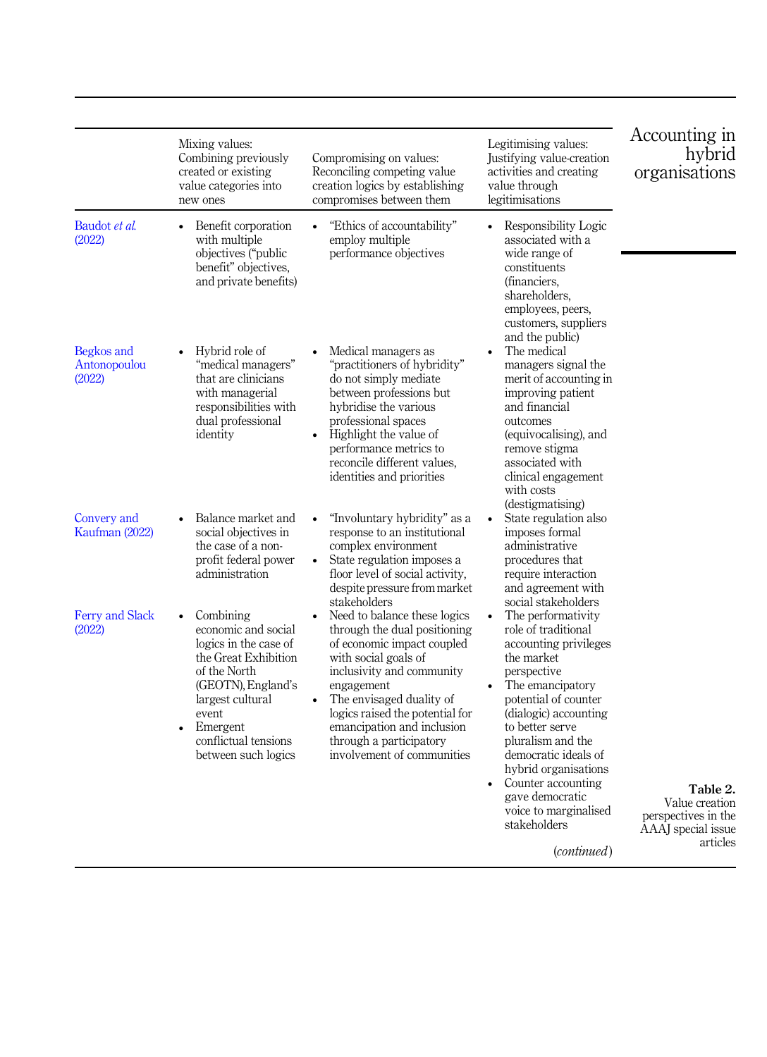**Table 2.** Value creation perspectives in the AAAJ special issue articles

| | Mixing values: Combining previously created or existing value categories into new ones | Compromising on values: Reconciling competing value creation logics by establishing compromises between them | Legitimising values: Justifying value-creation activities and creating value through legitimisations |
|---|---|---|---|
| Baudot *et al.* (2022) | • Benefit corporation with multiple objectives ("public benefit" objectives, and private benefits) | • "Ethics of accountability" employ multiple performance objectives | • Responsibility Logic associated with a wide range of constituents (financiers, shareholders, employees, peers, customers, suppliers and the public) |
| Begkos and Antonopoulou (2022) | • Hybrid role of "medical managers" that are clinicians with managerial responsibilities with dual professional identity | • Medical managers as "practitioners of hybridity" do not simply mediate between professions but hybridise the various professional spaces<br>• Highlight the value of performance metrics to reconcile different values, identities and priorities | • The medical managers signal the merit of accounting in improving patient and financial outcomes (equivocalising), and remove stigma associated with clinical engagement with costs (destigmatising) |
| Convery and Kaufman (2022) | • Balance market and social objectives in the case of a non-profit federal power administration | • "Involuntary hybridity" as a response to an institutional complex environment<br>• State regulation imposes a floor level of social activity, despite pressure from market stakeholders | • State regulation also imposes formal administrative procedures that require interaction and agreement with social stakeholders |
| Ferry and Slack (2022) | • Combining economic and social logics in the case of the Great Exhibition of the North (GEOTN), England's largest cultural event<br>• Emergent conflictual tensions between such logics | • Need to balance these logics through the dual positioning of economic impact coupled with social goals of inclusivity and community engagement<br>• The envisaged duality of logics raised the potential for emancipation and inclusion through a participatory involvement of communities | • The performativity role of traditional accounting privileges the market perspective<br>• The emancipatory potential of counter (dialogic) accounting to better serve pluralism and the democratic ideals of hybrid organisations<br>• Counter accounting gave democratic voice to marginalised stakeholders |

(*continued*)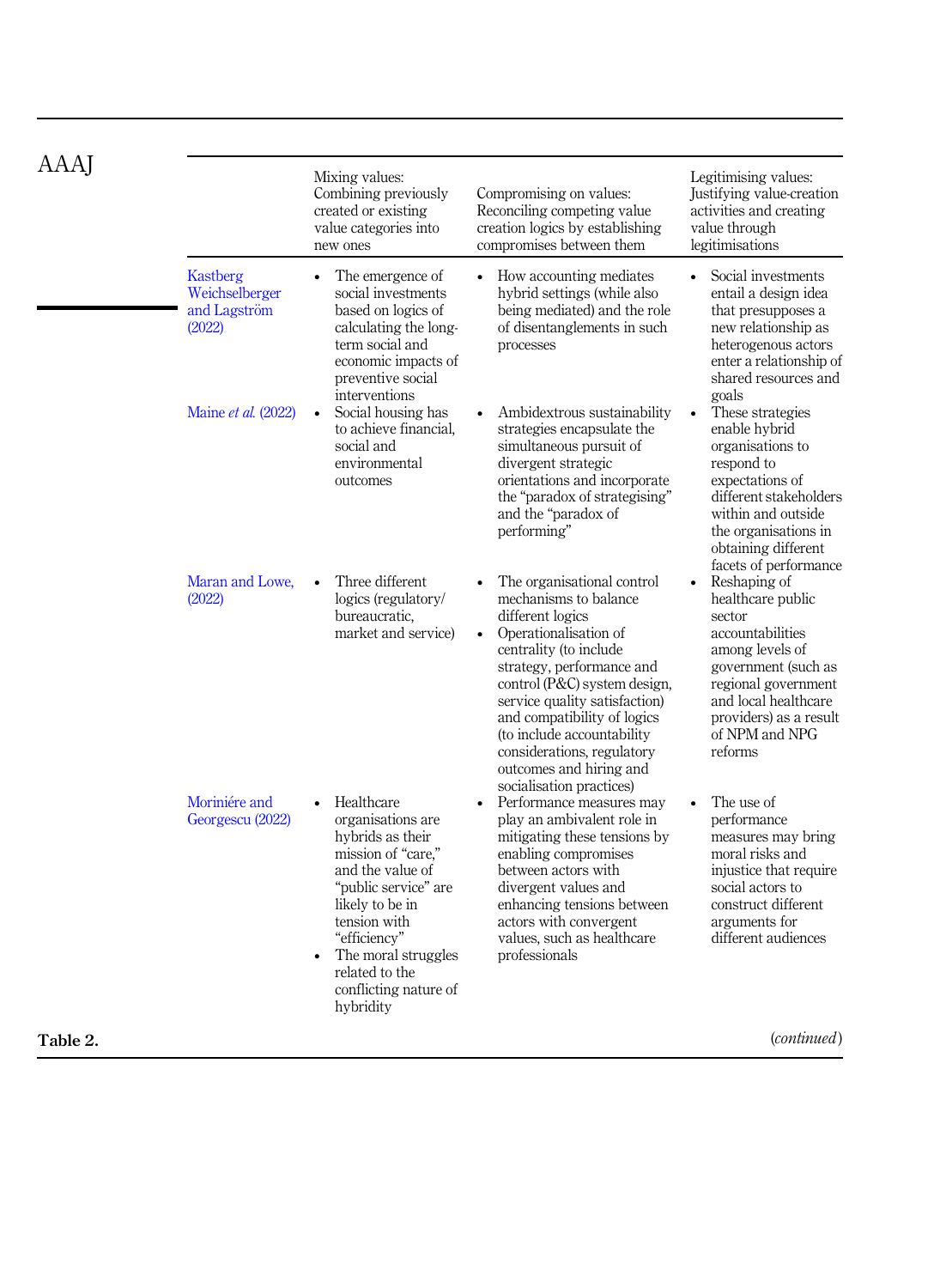| | Mixing values: Combining previously created or existing value categories into new ones | Compromising on values: Reconciling competing value creation logics by establishing compromises between them | Legitimising values: Justifying value-creation activities and creating value through legitimisations |
|---|---|---|---|
| Kastberg Weichselberger and Lagström (2022) | • The emergence of social investments based on logics of calculating the long-term social and economic impacts of preventive social interventions | • How accounting mediates hybrid settings (while also being mediated) and the role of disentanglements in such processes | • Social investments entail a design idea that presupposes a new relationship as heterogenous actors enter a relationship of shared resources and goals |
| Maine *et al.* (2022) | • Social housing has to achieve financial, social and environmental outcomes | • Ambidextrous sustainability strategies encapsulate the simultaneous pursuit of divergent strategic orientations and incorporate the "paradox of strategising" and the "paradox of performing" | • These strategies enable hybrid organisations to respond to expectations of different stakeholders within and outside the organisations in obtaining different facets of performance |
| Maran and Lowe, (2022) | • Three different logics (regulatory/bureaucratic, market and service) | • The organisational control mechanisms to balance different logics<br>• Operationalisation of centrality (to include strategy, performance and control (P&C) system design, service quality satisfaction) and compatibility of logics (to include accountability considerations, regulatory outcomes and hiring and socialisation practices) | • Reshaping of healthcare public sector accountabilities among levels of government (such as regional government and local healthcare providers) as a result of NPM and NPG reforms |
| Moriniére and Georgescu (2022) | • Healthcare organisations are hybrids as their mission of "care," and the value of "public service" are likely to be in tension with "efficiency"<br>• The moral struggles related to the conflicting nature of hybridity | • Performance measures may play an ambivalent role in mitigating these tensions by enabling compromises between actors with divergent values and enhancing tensions between actors with convergent values, such as healthcare professionals | • The use of performance measures may bring moral risks and injustice that require social actors to construct different arguments for different audiences |

**Table 2.** (*continued*)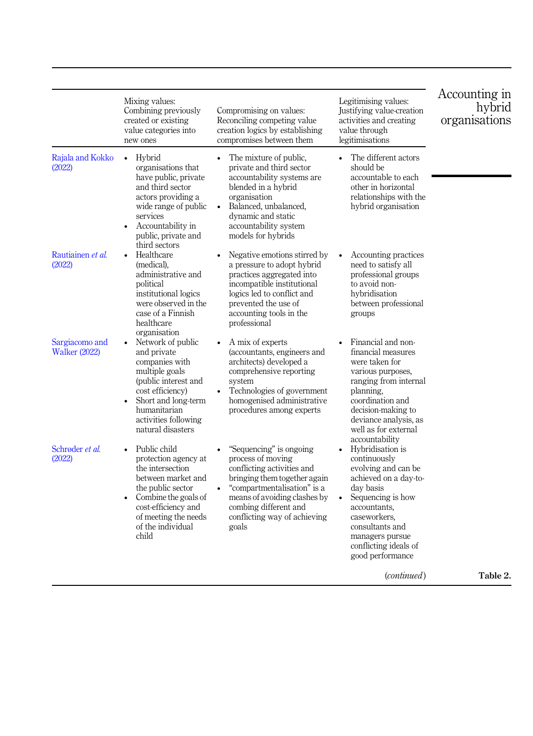| | Mixing values: Combining previously created or existing value categories into new ones | Compromising on values: Reconciling competing value creation logics by establishing compromises between them | Legitimising values: Justifying value-creation activities and creating value through legitimisations |
|---|---|---|---|
| Rajala and Kokko (2022) | • Hybrid organisations that have public, private and third sector actors providing a wide range of public services<br>• Accountability in public, private and third sectors | • The mixture of public, private and third sector accountability systems are blended in a hybrid organisation<br>• Balanced, unbalanced, dynamic and static accountability system models for hybrids | • The different actors should be accountable to each other in horizontal relationships with the hybrid organisation |
| Rautiainen *et al.* (2022) | • Healthcare (medical), administrative and political institutional logics were observed in the case of a Finnish healthcare organisation | • Negative emotions stirred by a pressure to adopt hybrid practices aggregated into incompatible institutional logics led to conflict and prevented the use of accounting tools in the professional | • Accounting practices need to satisfy all professional groups to avoid non-hybridisation between professional groups |
| Sargiacomo and Walker (2022) | • Network of public and private companies with multiple goals (public interest and cost efficiency)<br>• Short and long-term humanitarian activities following natural disasters | • A mix of experts (accountants, engineers and architects) developed a comprehensive reporting system<br>• Technologies of government homogenised administrative procedures among experts | • Financial and non-financial measures were taken for various purposes, ranging from internal planning, coordination and decision-making to deviance analysis, as well as for external accountability |
| Schrøder *et al.* (2022) | • Public child protection agency at the intersection between market and the public sector<br>• Combine the goals of cost-efficiency and of meeting the needs of the individual child | • "Sequencing" is ongoing process of moving conflicting activities and bringing them together again<br>• "compartmentalisation" is a means of avoiding clashes by combing different and conflicting way of achieving goals | • Hybridisation is continuously evolving and can be achieved on a day-to-day basis<br>• Sequencing is how accountants, caseworkers, consultants and managers pursue conflicting ideals of good performance |

(*continued*)

**Table 2.**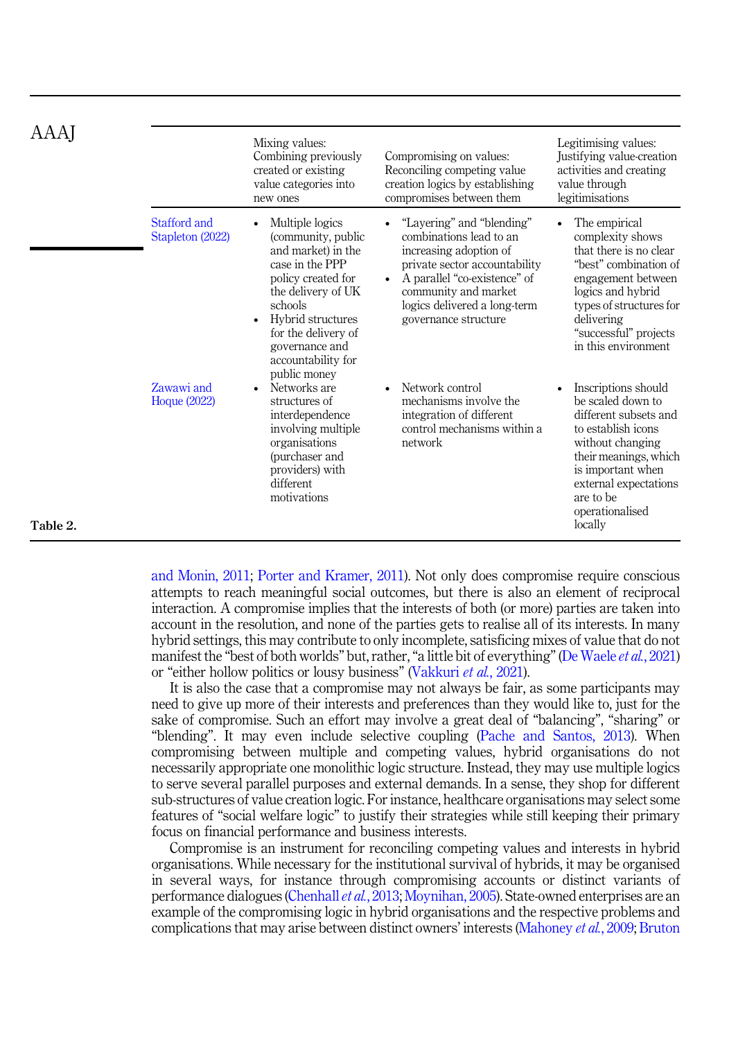| | Mixing values: Combining previously created or existing value categories into new ones | Compromising on values: Reconciling competing value creation logics by establishing compromises between them | Legitimising values: Justifying value-creation activities and creating value through legitimisations |
|---|---|---|---|
| Stafford and Stapleton (2022) | • Multiple logics (community, public and market) in the case in the PPP policy created for the delivery of UK schools<br>• Hybrid structures for the delivery of governance and accountability for public money | • "Layering" and "blending" combinations lead to an increasing adoption of private sector accountability<br>• A parallel "co-existence" of community and market logics delivered a long-term governance structure | • The empirical complexity shows that there is no clear "best" combination of engagement between logics and hybrid types of structures for delivering "successful" projects in this environment |
| Zawawi and Hoque (2022) | • Networks are structures of interdependence involving multiple organisations (purchaser and providers) with different motivations | • Network control mechanisms involve the integration of different control mechanisms within a network | • Inscriptions should be scaled down to different subsets and to establish icons without changing their meanings, which is important when external expectations are to be operationalised locally |

**Table 2.**

and Monin, 2011; Porter and Kramer, 2011). Not only does compromise require conscious attempts to reach meaningful social outcomes, but there is also an element of reciprocal interaction. A compromise implies that the interests of both (or more) parties are taken into account in the resolution, and none of the parties gets to realise all of its interests. In many hybrid settings, this may contribute to only incomplete, satisficing mixes of value that do not manifest the "best of both worlds" but, rather, "a little bit of everything" (De Waele *et al.*, 2021) or "either hollow politics or lousy business" (Vakkuri *et al.*, 2021).

It is also the case that a compromise may not always be fair, as some participants may need to give up more of their interests and preferences than they would like to, just for the sake of compromise. Such an effort may involve a great deal of "balancing", "sharing" or "blending". It may even include selective coupling (Pache and Santos, 2013). When compromising between multiple and competing values, hybrid organisations do not necessarily appropriate one monolithic logic structure. Instead, they may use multiple logics to serve several parallel purposes and external demands. In a sense, they shop for different sub-structures of value creation logic. For instance, healthcare organisations may select some features of "social welfare logic" to justify their strategies while still keeping their primary focus on financial performance and business interests.

Compromise is an instrument for reconciling competing values and interests in hybrid organisations. While necessary for the institutional survival of hybrids, it may be organised in several ways, for instance through compromising accounts or distinct variants of performance dialogues (Chenhall *et al.*, 2013; Moynihan, 2005). State-owned enterprises are an example of the compromising logic in hybrid organisations and the respective problems and complications that may arise between distinct owners' interests (Mahoney *et al.*, 2009; Bruton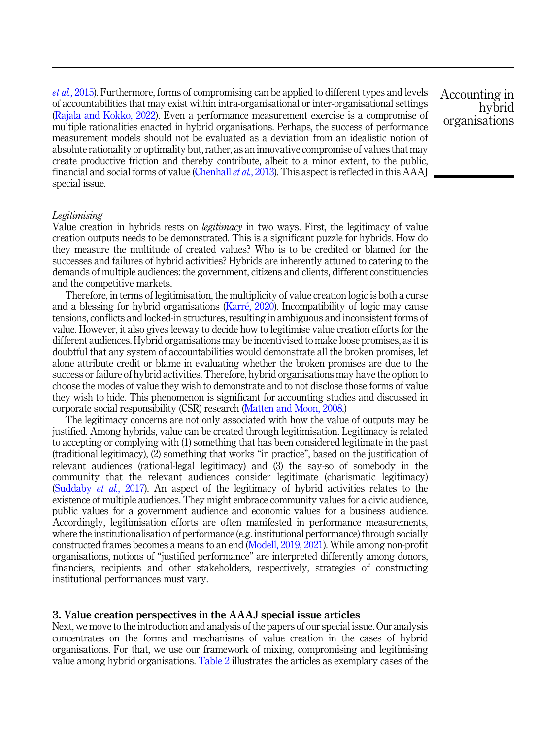*et al.*, 2015). Furthermore, forms of compromising can be applied to different types and levels of accountabilities that may exist within intra-organisational or inter-organisational settings (Rajala and Kokko, 2022). Even a performance measurement exercise is a compromise of multiple rationalities enacted in hybrid organisations. Perhaps, the success of performance measurement models should not be evaluated as a deviation from an idealistic notion of absolute rationality or optimality but, rather, as an innovative compromise of values that may create productive friction and thereby contribute, albeit to a minor extent, to the public, financial and social forms of value (Chenhall *et al.*, 2013). This aspect is reflected in this AAAJ special issue.

*Legitimising*

Value creation in hybrids rests on *legitimacy* in two ways. First, the legitimacy of value creation outputs needs to be demonstrated. This is a significant puzzle for hybrids. How do they measure the multitude of created values? Who is to be credited or blamed for the successes and failures of hybrid activities? Hybrids are inherently attuned to catering to the demands of multiple audiences: the government, citizens and clients, different constituencies and the competitive markets.

Therefore, in terms of legitimisation, the multiplicity of value creation logic is both a curse and a blessing for hybrid organisations (Karré, 2020). Incompatibility of logic may cause tensions, conflicts and locked-in structures, resulting in ambiguous and inconsistent forms of value. However, it also gives leeway to decide how to legitimise value creation efforts for the different audiences. Hybrid organisations may be incentivised to make loose promises, as it is doubtful that any system of accountabilities would demonstrate all the broken promises, let alone attribute credit or blame in evaluating whether the broken promises are due to the success or failure of hybrid activities. Therefore, hybrid organisations may have the option to choose the modes of value they wish to demonstrate and to not disclose those forms of value they wish to hide. This phenomenon is significant for accounting studies and discussed in corporate social responsibility (CSR) research (Matten and Moon, 2008.)

The legitimacy concerns are not only associated with how the value of outputs may be justified. Among hybrids, value can be created through legitimisation. Legitimacy is related to accepting or complying with (1) something that has been considered legitimate in the past (traditional legitimacy), (2) something that works "in practice", based on the justification of relevant audiences (rational-legal legitimacy) and (3) the say-so of somebody in the community that the relevant audiences consider legitimate (charismatic legitimacy) (Suddaby *et al.*, 2017). An aspect of the legitimacy of hybrid activities relates to the existence of multiple audiences. They might embrace community values for a civic audience, public values for a government audience and economic values for a business audience. Accordingly, legitimisation efforts are often manifested in performance measurements, where the institutionalisation of performance (e.g. institutional performance) through socially constructed frames becomes a means to an end (Modell, 2019, 2021). While among non-profit organisations, notions of "justified performance" are interpreted differently among donors, financiers, recipients and other stakeholders, respectively, strategies of constructing institutional performances must vary.

## 3. Value creation perspectives in the AAAJ special issue articles

Next, we move to the introduction and analysis of the papers of our special issue. Our analysis concentrates on the forms and mechanisms of value creation in the cases of hybrid organisations. For that, we use our framework of mixing, compromising and legitimising value among hybrid organisations. Table 2 illustrates the articles as exemplary cases of the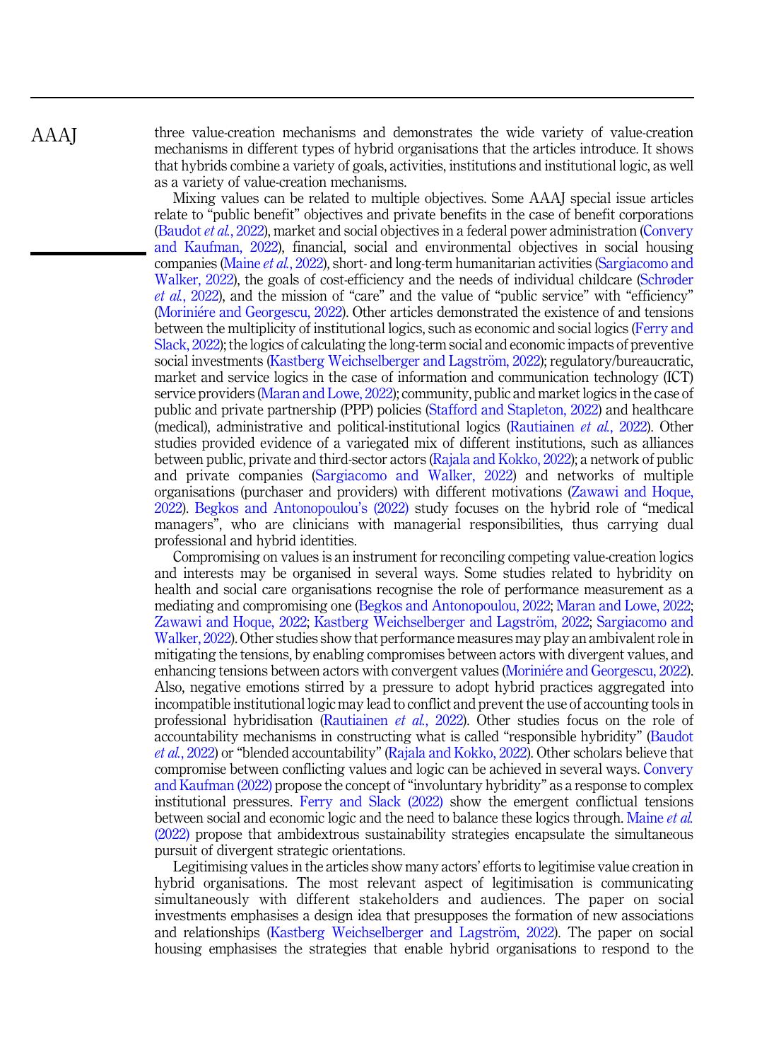three value-creation mechanisms and demonstrates the wide variety of value-creation mechanisms in different types of hybrid organisations that the articles introduce. It shows that hybrids combine a variety of goals, activities, institutions and institutional logic, as well as a variety of value-creation mechanisms.

Mixing values can be related to multiple objectives. Some AAAJ special issue articles relate to "public benefit" objectives and private benefits in the case of benefit corporations (Baudot *et al.*, 2022), market and social objectives in a federal power administration (Convery and Kaufman, 2022), financial, social and environmental objectives in social housing companies (Maine *et al.*, 2022), short- and long-term humanitarian activities (Sargiacomo and Walker, 2022), the goals of cost-efficiency and the needs of individual childcare (Schrøder *et al.*, 2022), and the mission of "care" and the value of "public service" with "efficiency" (Moriniére and Georgescu, 2022). Other articles demonstrated the existence of and tensions between the multiplicity of institutional logics, such as economic and social logics (Ferry and Slack, 2022); the logics of calculating the long-term social and economic impacts of preventive social investments (Kastberg Weichselberger and Lagström, 2022); regulatory/bureaucratic, market and service logics in the case of information and communication technology (ICT) service providers (Maran and Lowe, 2022); community, public and market logics in the case of public and private partnership (PPP) policies (Stafford and Stapleton, 2022) and healthcare (medical), administrative and political-institutional logics (Rautiainen *et al.*, 2022). Other studies provided evidence of a variegated mix of different institutions, such as alliances between public, private and third-sector actors (Rajala and Kokko, 2022); a network of public and private companies (Sargiacomo and Walker, 2022) and networks of multiple organisations (purchaser and providers) with different motivations (Zawawi and Hoque, 2022). Begkos and Antonopoulou's (2022) study focuses on the hybrid role of "medical managers", who are clinicians with managerial responsibilities, thus carrying dual professional and hybrid identities.

Compromising on values is an instrument for reconciling competing value-creation logics and interests may be organised in several ways. Some studies related to hybridity on health and social care organisations recognise the role of performance measurement as a mediating and compromising one (Begkos and Antonopoulou, 2022; Maran and Lowe, 2022; Zawawi and Hoque, 2022; Kastberg Weichselberger and Lagström, 2022; Sargiacomo and Walker, 2022). Other studies show that performance measures may play an ambivalent role in mitigating the tensions, by enabling compromises between actors with divergent values, and enhancing tensions between actors with convergent values (Moriniére and Georgescu, 2022). Also, negative emotions stirred by a pressure to adopt hybrid practices aggregated into incompatible institutional logic may lead to conflict and prevent the use of accounting tools in professional hybridisation (Rautiainen *et al.*, 2022). Other studies focus on the role of accountability mechanisms in constructing what is called "responsible hybridity" (Baudot *et al.*, 2022) or "blended accountability" (Rajala and Kokko, 2022). Other scholars believe that compromise between conflicting values and logic can be achieved in several ways. Convery and Kaufman (2022) propose the concept of "involuntary hybridity" as a response to complex institutional pressures. Ferry and Slack (2022) show the emergent conflictual tensions between social and economic logic and the need to balance these logics through. Maine *et al.* (2022) propose that ambidextrous sustainability strategies encapsulate the simultaneous pursuit of divergent strategic orientations.

Legitimising values in the articles show many actors' efforts to legitimise value creation in hybrid organisations. The most relevant aspect of legitimisation is communicating simultaneously with different stakeholders and audiences. The paper on social investments emphasises a design idea that presupposes the formation of new associations and relationships (Kastberg Weichselberger and Lagström, 2022). The paper on social housing emphasises the strategies that enable hybrid organisations to respond to the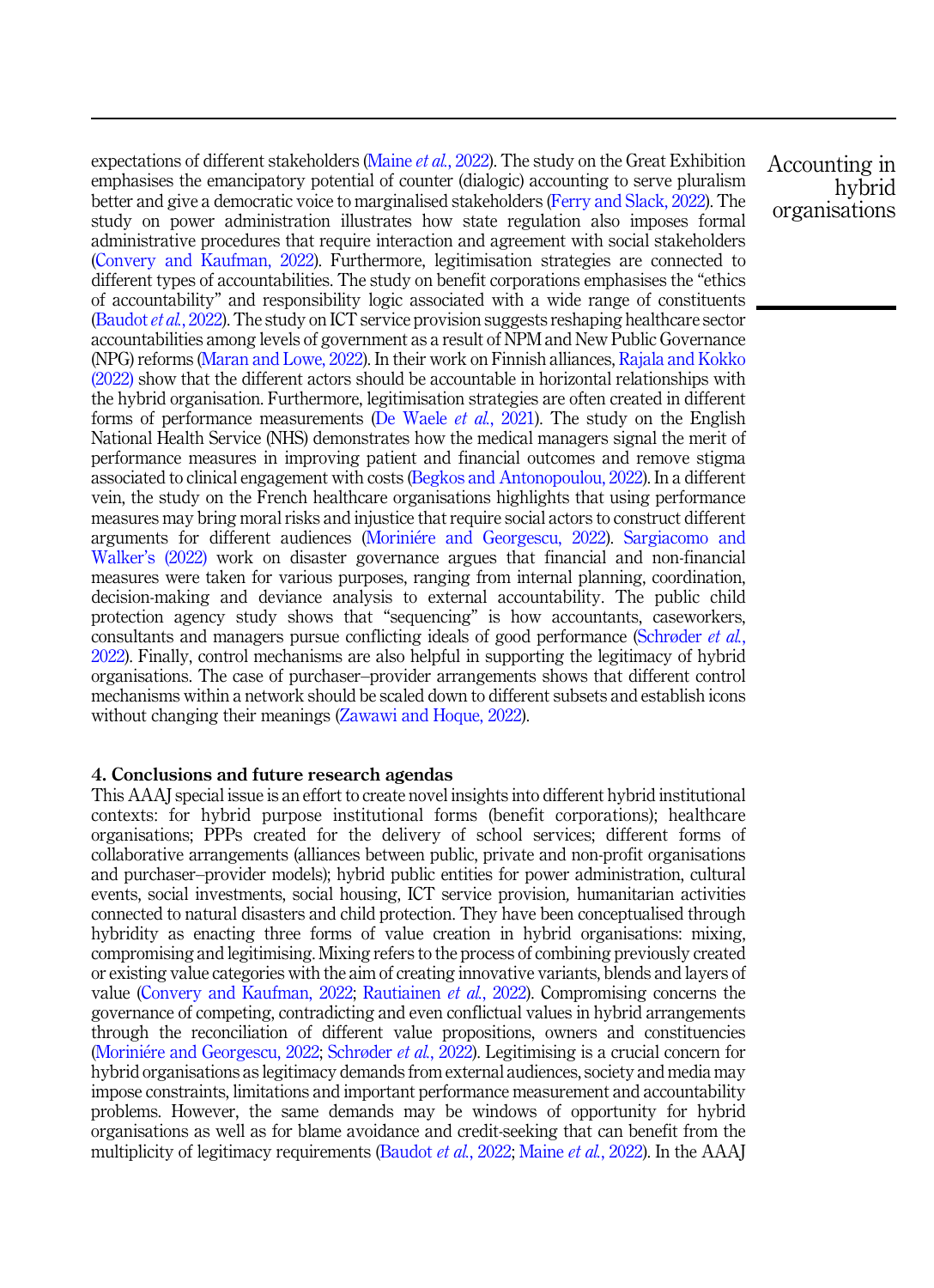expectations of different stakeholders (Maine *et al.*, 2022). The study on the Great Exhibition emphasises the emancipatory potential of counter (dialogic) accounting to serve pluralism better and give a democratic voice to marginalised stakeholders (Ferry and Slack, 2022). The study on power administration illustrates how state regulation also imposes formal administrative procedures that require interaction and agreement with social stakeholders (Convery and Kaufman, 2022). Furthermore, legitimisation strategies are connected to different types of accountabilities. The study on benefit corporations emphasises the "ethics of accountability" and responsibility logic associated with a wide range of constituents (Baudot *et al.*, 2022). The study on ICT service provision suggests reshaping healthcare sector accountabilities among levels of government as a result of NPM and New Public Governance (NPG) reforms (Maran and Lowe, 2022). In their work on Finnish alliances, Rajala and Kokko (2022) show that the different actors should be accountable in horizontal relationships with the hybrid organisation. Furthermore, legitimisation strategies are often created in different forms of performance measurements (De Waele *et al.*, 2021). The study on the English National Health Service (NHS) demonstrates how the medical managers signal the merit of performance measures in improving patient and financial outcomes and remove stigma associated to clinical engagement with costs (Begkos and Antonopoulou, 2022). In a different vein, the study on the French healthcare organisations highlights that using performance measures may bring moral risks and injustice that require social actors to construct different arguments for different audiences (Moriniére and Georgescu, 2022). Sargiacomo and Walker's (2022) work on disaster governance argues that financial and non-financial measures were taken for various purposes, ranging from internal planning, coordination, decision-making and deviance analysis to external accountability. The public child protection agency study shows that "sequencing" is how accountants, caseworkers, consultants and managers pursue conflicting ideals of good performance (Schrøder *et al.*, 2022). Finally, control mechanisms are also helpful in supporting the legitimacy of hybrid organisations. The case of purchaser–provider arrangements shows that different control mechanisms within a network should be scaled down to different subsets and establish icons without changing their meanings (Zawawi and Hoque, 2022).

## 4. Conclusions and future research agendas

This AAAJ special issue is an effort to create novel insights into different hybrid institutional contexts: for hybrid purpose institutional forms (benefit corporations); healthcare organisations; PPPs created for the delivery of school services; different forms of collaborative arrangements (alliances between public, private and non-profit organisations and purchaser–provider models); hybrid public entities for power administration, cultural events, social investments, social housing, ICT service provision, humanitarian activities connected to natural disasters and child protection. They have been conceptualised through hybridity as enacting three forms of value creation in hybrid organisations: mixing, compromising and legitimising. Mixing refers to the process of combining previously created or existing value categories with the aim of creating innovative variants, blends and layers of value (Convery and Kaufman, 2022; Rautiainen *et al.*, 2022). Compromising concerns the governance of competing, contradicting and even conflictual values in hybrid arrangements through the reconciliation of different value propositions, owners and constituencies (Moriniére and Georgescu, 2022; Schrøder *et al.*, 2022). Legitimising is a crucial concern for hybrid organisations as legitimacy demands from external audiences, society and media may impose constraints, limitations and important performance measurement and accountability problems. However, the same demands may be windows of opportunity for hybrid organisations as well as for blame avoidance and credit-seeking that can benefit from the multiplicity of legitimacy requirements (Baudot *et al.*, 2022; Maine *et al.*, 2022). In the AAAJ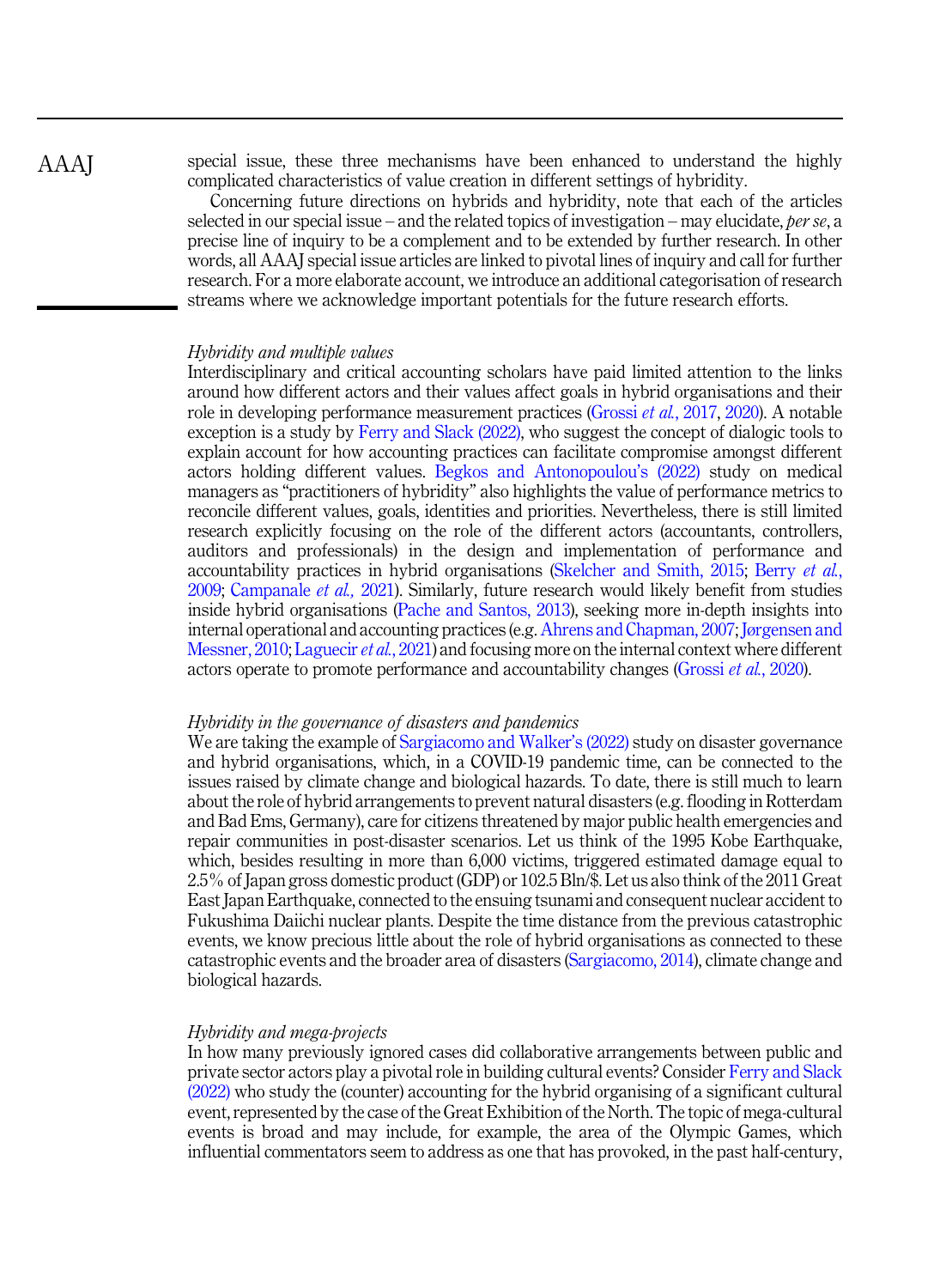special issue, these three mechanisms have been enhanced to understand the highly complicated characteristics of value creation in different settings of hybridity.

Concerning future directions on hybrids and hybridity, note that each of the articles selected in our special issue – and the related topics of investigation – may elucidate, *per se*, a precise line of inquiry to be a complement and to be extended by further research. In other words, all AAAJ special issue articles are linked to pivotal lines of inquiry and call for further research. For a more elaborate account, we introduce an additional categorisation of research streams where we acknowledge important potentials for the future research efforts.

### *Hybridity and multiple values*

Interdisciplinary and critical accounting scholars have paid limited attention to the links around how different actors and their values affect goals in hybrid organisations and their role in developing performance measurement practices (Grossi *et al.*, 2017, 2020). A notable exception is a study by Ferry and Slack (2022), who suggest the concept of dialogic tools to explain account for how accounting practices can facilitate compromise amongst different actors holding different values. Begkos and Antonopoulou's (2022) study on medical managers as "practitioners of hybridity" also highlights the value of performance metrics to reconcile different values, goals, identities and priorities. Nevertheless, there is still limited research explicitly focusing on the role of the different actors (accountants, controllers, auditors and professionals) in the design and implementation of performance and accountability practices in hybrid organisations (Skelcher and Smith, 2015; Berry *et al.*, 2009; Campanale *et al.*, 2021). Similarly, future research would likely benefit from studies inside hybrid organisations (Pache and Santos, 2013), seeking more in-depth insights into internal operational and accounting practices (e.g. Ahrens and Chapman, 2007; Jørgensen and Messner, 2010; Laguecir *et al.*, 2021) and focusing more on the internal context where different actors operate to promote performance and accountability changes (Grossi *et al.*, 2020).

### *Hybridity in the governance of disasters and pandemics*

We are taking the example of Sargiacomo and Walker's (2022) study on disaster governance and hybrid organisations, which, in a COVID-19 pandemic time, can be connected to the issues raised by climate change and biological hazards. To date, there is still much to learn about the role of hybrid arrangements to prevent natural disasters (e.g. flooding in Rotterdam and Bad Ems, Germany), care for citizens threatened by major public health emergencies and repair communities in post-disaster scenarios. Let us think of the 1995 Kobe Earthquake, which, besides resulting in more than 6,000 victims, triggered estimated damage equal to 2.5% of Japan gross domestic product (GDP) or 102.5 Bln/$. Let us also think of the 2011 Great East Japan Earthquake, connected to the ensuing tsunami and consequent nuclear accident to Fukushima Daiichi nuclear plants. Despite the time distance from the previous catastrophic events, we know precious little about the role of hybrid organisations as connected to these catastrophic events and the broader area of disasters (Sargiacomo, 2014), climate change and biological hazards.

### *Hybridity and mega-projects*

In how many previously ignored cases did collaborative arrangements between public and private sector actors play a pivotal role in building cultural events? Consider Ferry and Slack (2022) who study the (counter) accounting for the hybrid organising of a significant cultural event, represented by the case of the Great Exhibition of the North. The topic of mega-cultural events is broad and may include, for example, the area of the Olympic Games, which influential commentators seem to address as one that has provoked, in the past half-century,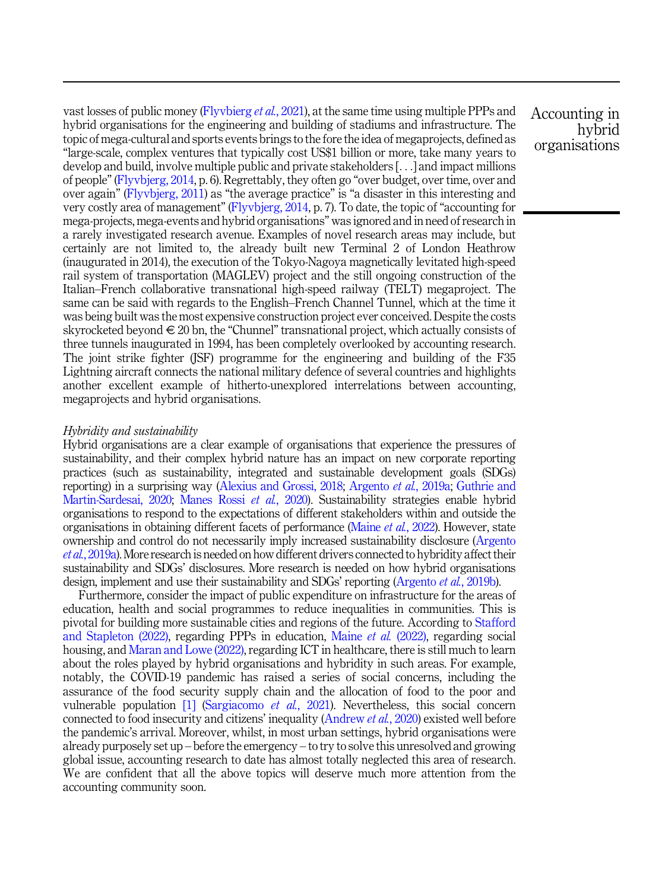vast losses of public money (Flyvbjerg *et al.*, 2021), at the same time using multiple PPPs and hybrid organisations for the engineering and building of stadiums and infrastructure. The topic of mega-cultural and sports events brings to the fore the idea of megaprojects, defined as "large-scale, complex ventures that typically cost US$1 billion or more, take many years to develop and build, involve multiple public and private stakeholders [. . .] and impact millions of people" (Flyvbjerg, 2014, p. 6). Regrettably, they often go "over budget, over time, over and over again" (Flyvbjerg, 2011) as "the average practice" is "a disaster in this interesting and very costly area of management" (Flyvbjerg, 2014, p. 7). To date, the topic of "accounting for mega-projects, mega-events and hybrid organisations" was ignored and in need of research in a rarely investigated research avenue. Examples of novel research areas may include, but certainly are not limited to, the already built new Terminal 2 of London Heathrow (inaugurated in 2014), the execution of the Tokyo-Nagoya magnetically levitated high-speed rail system of transportation (MAGLEV) project and the still ongoing construction of the Italian–French collaborative transnational high-speed railway (TELT) megaproject. The same can be said with regards to the English–French Channel Tunnel, which at the time it was being built was the most expensive construction project ever conceived. Despite the costs skyrocketed beyond € 20 bn, the "Chunnel" transnational project, which actually consists of three tunnels inaugurated in 1994, has been completely overlooked by accounting research. The joint strike fighter (JSF) programme for the engineering and building of the F35 Lightning aircraft connects the national military defence of several countries and highlights another excellent example of hitherto-unexplored interrelations between accounting, megaprojects and hybrid organisations.

*Hybridity and sustainability*

Hybrid organisations are a clear example of organisations that experience the pressures of sustainability, and their complex hybrid nature has an impact on new corporate reporting practices (such as sustainability, integrated and sustainable development goals (SDGs) reporting) in a surprising way (Alexius and Grossi, 2018; Argento *et al.*, 2019a; Guthrie and Martin-Sardesai, 2020; Manes Rossi *et al.*, 2020). Sustainability strategies enable hybrid organisations to respond to the expectations of different stakeholders within and outside the organisations in obtaining different facets of performance (Maine *et al.*, 2022). However, state ownership and control do not necessarily imply increased sustainability disclosure (Argento *et al.*, 2019a). More research is needed on how different drivers connected to hybridity affect their sustainability and SDGs' disclosures. More research is needed on how hybrid organisations design, implement and use their sustainability and SDGs' reporting (Argento *et al.*, 2019b).

Furthermore, consider the impact of public expenditure on infrastructure for the areas of education, health and social programmes to reduce inequalities in communities. This is pivotal for building more sustainable cities and regions of the future. According to Stafford and Stapleton (2022), regarding PPPs in education, Maine *et al.* (2022), regarding social housing, and Maran and Lowe (2022), regarding ICT in healthcare, there is still much to learn about the roles played by hybrid organisations and hybridity in such areas. For example, notably, the COVID-19 pandemic has raised a series of social concerns, including the assurance of the food security supply chain and the allocation of food to the poor and vulnerable population [1] (Sargiacomo *et al.*, 2021). Nevertheless, this social concern connected to food insecurity and citizens' inequality (Andrew *et al.*, 2020) existed well before the pandemic's arrival. Moreover, whilst, in most urban settings, hybrid organisations were already purposely set up – before the emergency – to try to solve this unresolved and growing global issue, accounting research to date has almost totally neglected this area of research. We are confident that all the above topics will deserve much more attention from the accounting community soon.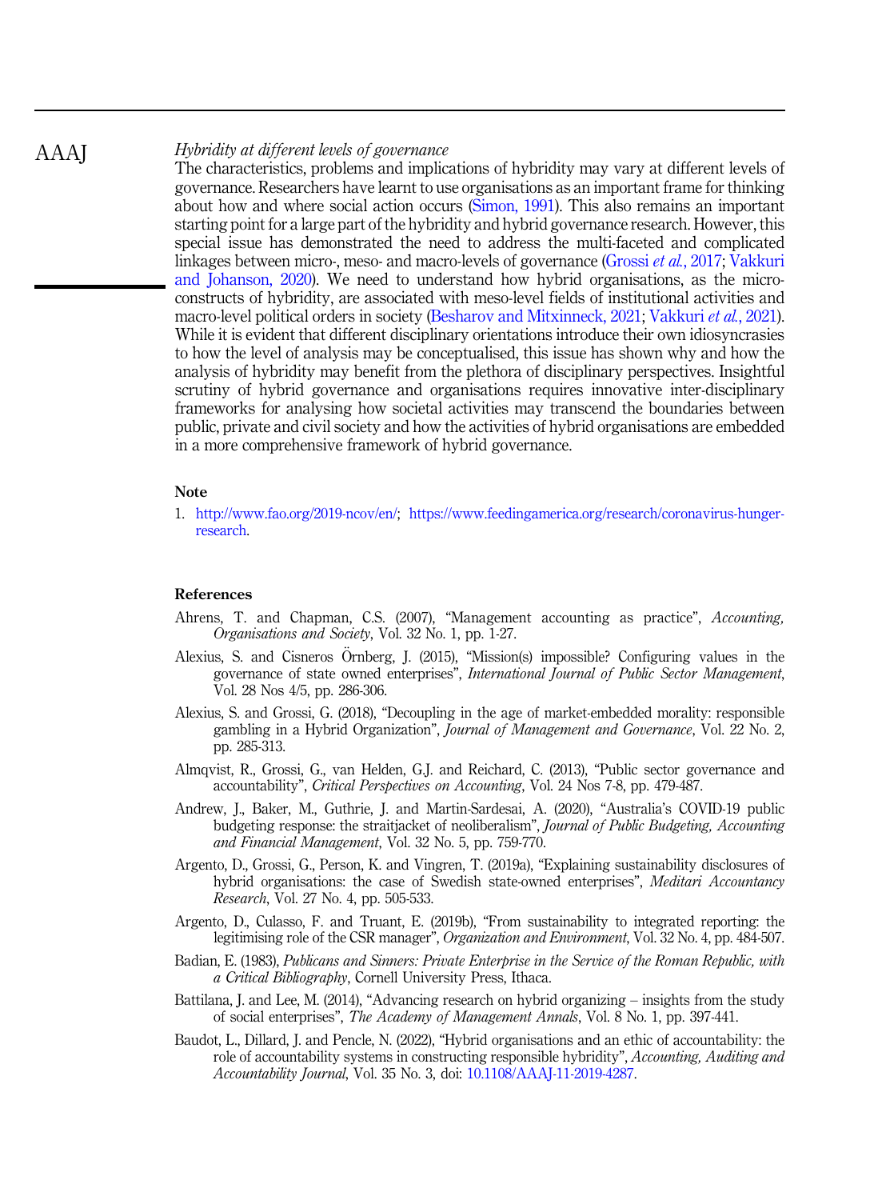### *Hybridity at different levels of governance*

The characteristics, problems and implications of hybridity may vary at different levels of governance. Researchers have learnt to use organisations as an important frame for thinking about how and where social action occurs (Simon, 1991). This also remains an important starting point for a large part of the hybridity and hybrid governance research. However, this special issue has demonstrated the need to address the multi-faceted and complicated linkages between micro-, meso- and macro-levels of governance (Grossi *et al.*, 2017; Vakkuri and Johanson, 2020). We need to understand how hybrid organisations, as the micro-constructs of hybridity, are associated with meso-level fields of institutional activities and macro-level political orders in society (Besharov and Mitxinneck, 2021; Vakkuri *et al.*, 2021). While it is evident that different disciplinary orientations introduce their own idiosyncrasies to how the level of analysis may be conceptualised, this issue has shown why and how the analysis of hybridity may benefit from the plethora of disciplinary perspectives. Insightful scrutiny of hybrid governance and organisations requires innovative inter-disciplinary frameworks for analysing how societal activities may transcend the boundaries between public, private and civil society and how the activities of hybrid organisations are embedded in a more comprehensive framework of hybrid governance.

## Note

1. http://www.fao.org/2019-ncov/en/; https://www.feedingamerica.org/research/coronavirus-hunger-research.

## References

Ahrens, T. and Chapman, C.S. (2007), "Management accounting as practice", *Accounting, Organisations and Society*, Vol. 32 No. 1, pp. 1-27.

Alexius, S. and Cisneros Örnberg, J. (2015), "Mission(s) impossible? Configuring values in the governance of state owned enterprises", *International Journal of Public Sector Management*, Vol. 28 Nos 4/5, pp. 286-306.

Alexius, S. and Grossi, G. (2018), "Decoupling in the age of market-embedded morality: responsible gambling in a Hybrid Organization", *Journal of Management and Governance*, Vol. 22 No. 2, pp. 285-313.

Almqvist, R., Grossi, G., van Helden, G.J. and Reichard, C. (2013), "Public sector governance and accountability", *Critical Perspectives on Accounting*, Vol. 24 Nos 7-8, pp. 479-487.

Andrew, J., Baker, M., Guthrie, J. and Martin-Sardesai, A. (2020), "Australia's COVID-19 public budgeting response: the straitjacket of neoliberalism", *Journal of Public Budgeting, Accounting and Financial Management*, Vol. 32 No. 5, pp. 759-770.

Argento, D., Grossi, G., Person, K. and Vingren, T. (2019a), "Explaining sustainability disclosures of hybrid organisations: the case of Swedish state-owned enterprises", *Meditari Accountancy Research*, Vol. 27 No. 4, pp. 505-533.

Argento, D., Culasso, F. and Truant, E. (2019b), "From sustainability to integrated reporting: the legitimising role of the CSR manager", *Organization and Environment*, Vol. 32 No. 4, pp. 484-507.

Badian, E. (1983), *Publicans and Sinners: Private Enterprise in the Service of the Roman Republic, with a Critical Bibliography*, Cornell University Press, Ithaca.

Battilana, J. and Lee, M. (2014), "Advancing research on hybrid organizing – insights from the study of social enterprises", *The Academy of Management Annals*, Vol. 8 No. 1, pp. 397-441.

Baudot, L., Dillard, J. and Pencle, N. (2022), "Hybrid organisations and an ethic of accountability: the role of accountability systems in constructing responsible hybridity", *Accounting, Auditing and Accountability Journal*, Vol. 35 No. 3, doi: 10.1108/AAAJ-11-2019-4287.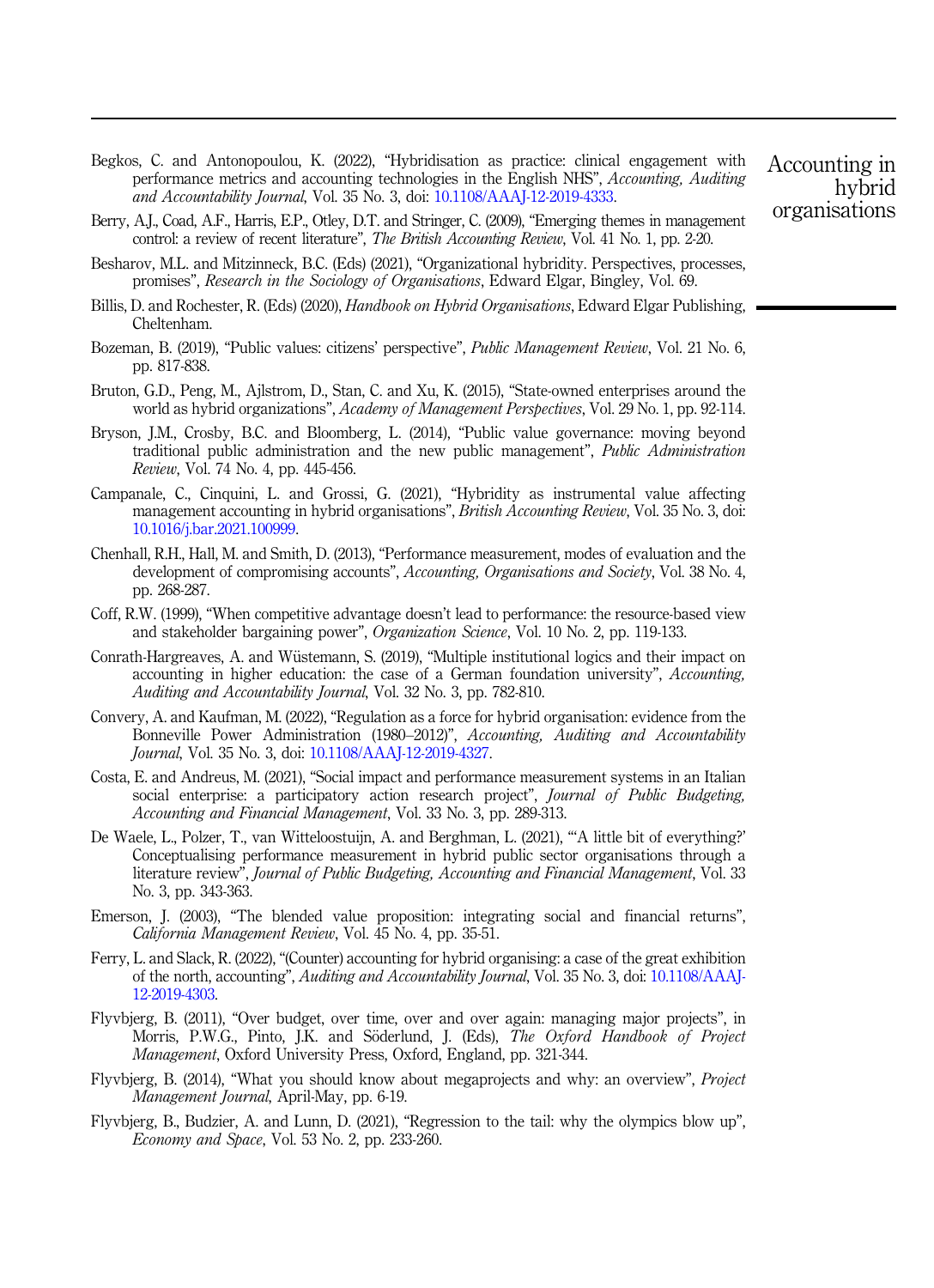Begkos, C. and Antonopoulou, K. (2022), "Hybridisation as practice: clinical engagement with performance metrics and accounting technologies in the English NHS", *Accounting, Auditing and Accountability Journal*, Vol. 35 No. 3, doi: 10.1108/AAAJ-12-2019-4333.

Berry, A.J., Coad, A.F., Harris, E.P., Otley, D.T. and Stringer, C. (2009), "Emerging themes in management control: a review of recent literature", *The British Accounting Review*, Vol. 41 No. 1, pp. 2-20.

Besharov, M.L. and Mitzinneck, B.C. (Eds) (2021), "Organizational hybridity. Perspectives, processes, promises", *Research in the Sociology of Organisations*, Edward Elgar, Bingley, Vol. 69.

Billis, D. and Rochester, R. (Eds) (2020), *Handbook on Hybrid Organisations*, Edward Elgar Publishing, Cheltenham.

Bozeman, B. (2019), "Public values: citizens' perspective", *Public Management Review*, Vol. 21 No. 6, pp. 817-838.

Bruton, G.D., Peng, M., Ajlstrom, D., Stan, C. and Xu, K. (2015), "State-owned enterprises around the world as hybrid organizations", *Academy of Management Perspectives*, Vol. 29 No. 1, pp. 92-114.

Bryson, J.M., Crosby, B.C. and Bloomberg, L. (2014), "Public value governance: moving beyond traditional public administration and the new public management", *Public Administration Review*, Vol. 74 No. 4, pp. 445-456.

Campanale, C., Cinquini, L. and Grossi, G. (2021), "Hybridity as instrumental value affecting management accounting in hybrid organisations", *British Accounting Review*, Vol. 35 No. 3, doi: 10.1016/j.bar.2021.100999.

Chenhall, R.H., Hall, M. and Smith, D. (2013), "Performance measurement, modes of evaluation and the development of compromising accounts", *Accounting, Organisations and Society*, Vol. 38 No. 4, pp. 268-287.

Coff, R.W. (1999), "When competitive advantage doesn't lead to performance: the resource-based view and stakeholder bargaining power", *Organization Science*, Vol. 10 No. 2, pp. 119-133.

Conrath-Hargreaves, A. and Wüstemann, S. (2019), "Multiple institutional logics and their impact on accounting in higher education: the case of a German foundation university", *Accounting, Auditing and Accountability Journal*, Vol. 32 No. 3, pp. 782-810.

Convery, A. and Kaufman, M. (2022), "Regulation as a force for hybrid organisation: evidence from the Bonneville Power Administration (1980–2012)", *Accounting, Auditing and Accountability Journal*, Vol. 35 No. 3, doi: 10.1108/AAAJ-12-2019-4327.

Costa, E. and Andreus, M. (2021), "Social impact and performance measurement systems in an Italian social enterprise: a participatory action research project", *Journal of Public Budgeting, Accounting and Financial Management*, Vol. 33 No. 3, pp. 289-313.

De Waele, L., Polzer, T., van Witteloostuijn, A. and Berghman, L. (2021), "'A little bit of everything?' Conceptualising performance measurement in hybrid public sector organisations through a literature review", *Journal of Public Budgeting, Accounting and Financial Management*, Vol. 33 No. 3, pp. 343-363.

Emerson, J. (2003), "The blended value proposition: integrating social and financial returns", *California Management Review*, Vol. 45 No. 4, pp. 35-51.

Ferry, L. and Slack, R. (2022), "(Counter) accounting for hybrid organising: a case of the great exhibition of the north, accounting", *Auditing and Accountability Journal*, Vol. 35 No. 3, doi: 10.1108/AAAJ-12-2019-4303.

Flyvbjerg, B. (2011), "Over budget, over time, over and over again: managing major projects", in Morris, P.W.G., Pinto, J.K. and Söderlund, J. (Eds), *The Oxford Handbook of Project Management*, Oxford University Press, Oxford, England, pp. 321-344.

Flyvbjerg, B. (2014), "What you should know about megaprojects and why: an overview", *Project Management Journal*, April-May, pp. 6-19.

Flyvbjerg, B., Budzier, A. and Lunn, D. (2021), "Regression to the tail: why the olympics blow up", *Economy and Space*, Vol. 53 No. 2, pp. 233-260.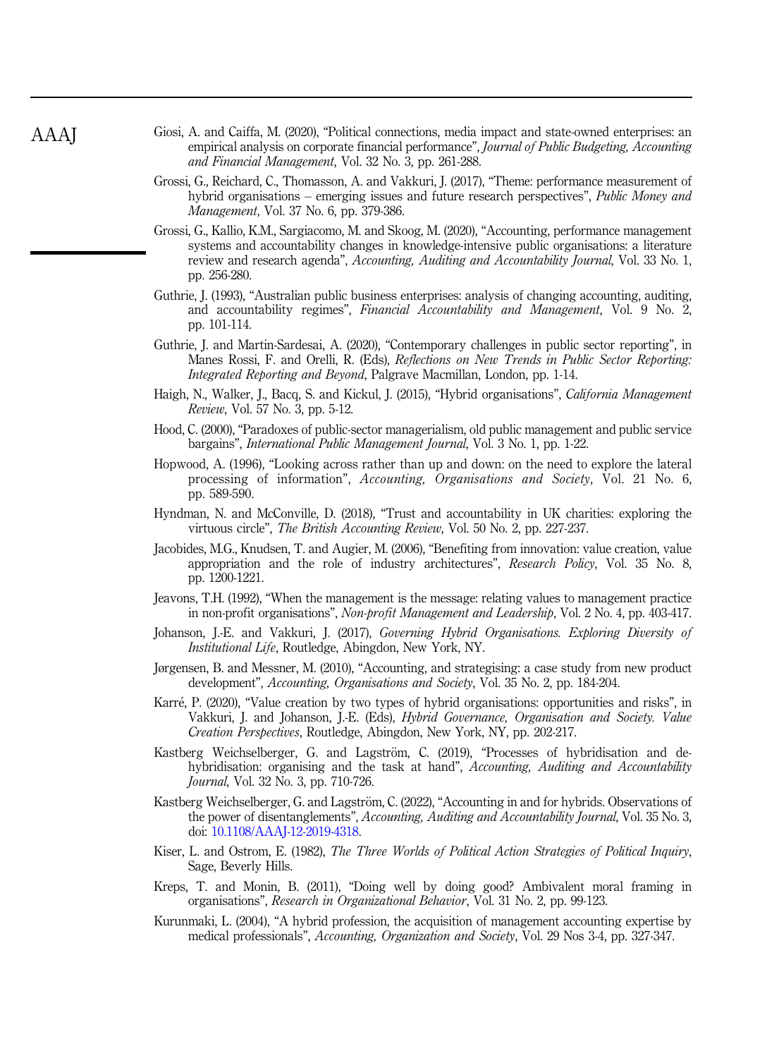Giosi, A. and Caiffa, M. (2020), "Political connections, media impact and state-owned enterprises: an empirical analysis on corporate financial performance", *Journal of Public Budgeting, Accounting and Financial Management*, Vol. 32 No. 3, pp. 261-288.

Grossi, G., Reichard, C., Thomasson, A. and Vakkuri, J. (2017), "Theme: performance measurement of hybrid organisations – emerging issues and future research perspectives", *Public Money and Management*, Vol. 37 No. 6, pp. 379-386.

Grossi, G., Kallio, K.M., Sargiacomo, M. and Skoog, M. (2020), "Accounting, performance management systems and accountability changes in knowledge-intensive public organisations: a literature review and research agenda", *Accounting, Auditing and Accountability Journal*, Vol. 33 No. 1, pp. 256-280.

Guthrie, J. (1993), "Australian public business enterprises: analysis of changing accounting, auditing, and accountability regimes", *Financial Accountability and Management*, Vol. 9 No. 2, pp. 101-114.

Guthrie, J. and Martin-Sardesai, A. (2020), "Contemporary challenges in public sector reporting", in Manes Rossi, F. and Orelli, R. (Eds), *Reflections on New Trends in Public Sector Reporting: Integrated Reporting and Beyond*, Palgrave Macmillan, London, pp. 1-14.

Haigh, N., Walker, J., Bacq, S. and Kickul, J. (2015), "Hybrid organisations", *California Management Review*, Vol. 57 No. 3, pp. 5-12.

Hood, C. (2000), "Paradoxes of public-sector managerialism, old public management and public service bargains", *International Public Management Journal*, Vol. 3 No. 1, pp. 1-22.

Hopwood, A. (1996), "Looking across rather than up and down: on the need to explore the lateral processing of information", *Accounting, Organisations and Society*, Vol. 21 No. 6, pp. 589-590.

Hyndman, N. and McConville, D. (2018), "Trust and accountability in UK charities: exploring the virtuous circle", *The British Accounting Review*, Vol. 50 No. 2, pp. 227-237.

Jacobides, M.G., Knudsen, T. and Augier, M. (2006), "Benefiting from innovation: value creation, value appropriation and the role of industry architectures", *Research Policy*, Vol. 35 No. 8, pp. 1200-1221.

Jeavons, T.H. (1992), "When the management is the message: relating values to management practice in non-profit organisations", *Non-profit Management and Leadership*, Vol. 2 No. 4, pp. 403-417.

Johanson, J.-E. and Vakkuri, J. (2017), *Governing Hybrid Organisations. Exploring Diversity of Institutional Life*, Routledge, Abingdon, New York, NY.

Jørgensen, B. and Messner, M. (2010), "Accounting, and strategising: a case study from new product development", *Accounting, Organisations and Society*, Vol. 35 No. 2, pp. 184-204.

Karré, P. (2020), "Value creation by two types of hybrid organisations: opportunities and risks", in Vakkuri, J. and Johanson, J.-E. (Eds), *Hybrid Governance, Organisation and Society. Value Creation Perspectives*, Routledge, Abingdon, New York, NY, pp. 202-217.

Kastberg Weichselberger, G. and Lagström, C. (2019), "Processes of hybridisation and de-hybridisation: organising and the task at hand", *Accounting, Auditing and Accountability Journal*, Vol. 32 No. 3, pp. 710-726.

Kastberg Weichselberger, G. and Lagström, C. (2022), "Accounting in and for hybrids. Observations of the power of disentanglements", *Accounting, Auditing and Accountability Journal*, Vol. 35 No. 3, doi: 10.1108/AAAJ-12-2019-4318.

Kiser, L. and Ostrom, E. (1982), *The Three Worlds of Political Action Strategies of Political Inquiry*, Sage, Beverly Hills.

Kreps, T. and Monin, B. (2011), "Doing well by doing good? Ambivalent moral framing in organisations", *Research in Organizational Behavior*, Vol. 31 No. 2, pp. 99-123.

Kurunmaki, L. (2004), "A hybrid profession, the acquisition of management accounting expertise by medical professionals", *Accounting, Organization and Society*, Vol. 29 Nos 3-4, pp. 327-347.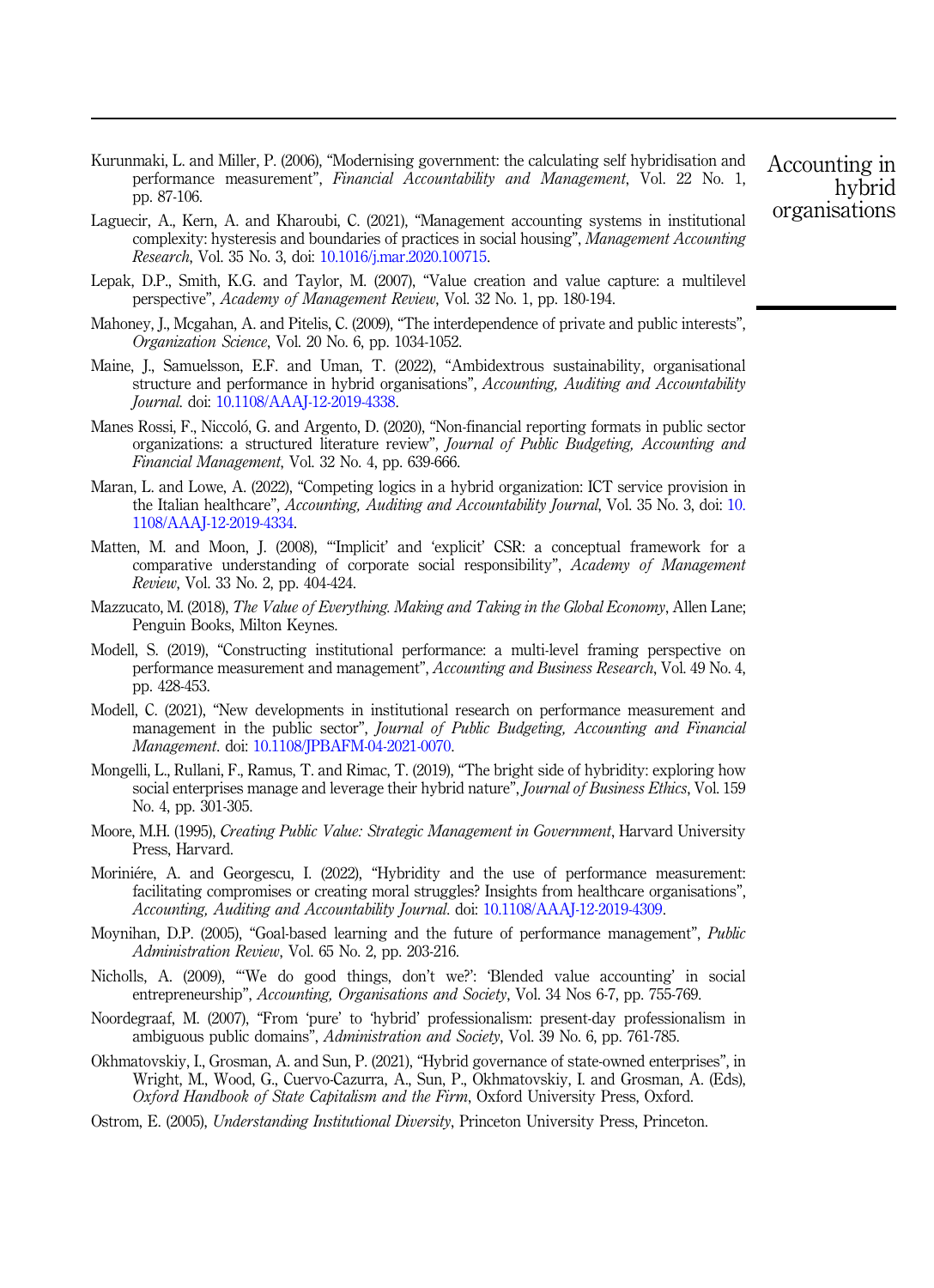Kurunmaki, L. and Miller, P. (2006), "Modernising government: the calculating self hybridisation and performance measurement", *Financial Accountability and Management*, Vol. 22 No. 1, pp. 87-106.

Laguecir, A., Kern, A. and Kharoubi, C. (2021), "Management accounting systems in institutional complexity: hysteresis and boundaries of practices in social housing", *Management Accounting Research*, Vol. 35 No. 3, doi: 10.1016/j.mar.2020.100715.

Lepak, D.P., Smith, K.G. and Taylor, M. (2007), "Value creation and value capture: a multilevel perspective", *Academy of Management Review*, Vol. 32 No. 1, pp. 180-194.

Mahoney, J., Mcgahan, A. and Pitelis, C. (2009), "The interdependence of private and public interests", *Organization Science*, Vol. 20 No. 6, pp. 1034-1052.

Maine, J., Samuelsson, E.F. and Uman, T. (2022), "Ambidextrous sustainability, organisational structure and performance in hybrid organisations", *Accounting, Auditing and Accountability Journal*. doi: 10.1108/AAAJ-12-2019-4338.

Manes Rossi, F., Niccoló, G. and Argento, D. (2020), "Non-financial reporting formats in public sector organizations: a structured literature review", *Journal of Public Budgeting, Accounting and Financial Management*, Vol. 32 No. 4, pp. 639-666.

Maran, L. and Lowe, A. (2022), "Competing logics in a hybrid organization: ICT service provision in the Italian healthcare", *Accounting, Auditing and Accountability Journal*, Vol. 35 No. 3, doi: 10.1108/AAAJ-12-2019-4334.

Matten, M. and Moon, J. (2008), "'Implicit' and 'explicit' CSR: a conceptual framework for a comparative understanding of corporate social responsibility", *Academy of Management Review*, Vol. 33 No. 2, pp. 404-424.

Mazzucato, M. (2018), *The Value of Everything. Making and Taking in the Global Economy*, Allen Lane; Penguin Books, Milton Keynes.

Modell, S. (2019), "Constructing institutional performance: a multi-level framing perspective on performance measurement and management", *Accounting and Business Research*, Vol. 49 No. 4, pp. 428-453.

Modell, C. (2021), "New developments in institutional research on performance measurement and management in the public sector", *Journal of Public Budgeting, Accounting and Financial Management*. doi: 10.1108/JPBAFM-04-2021-0070.

Mongelli, L., Rullani, F., Ramus, T. and Rimac, T. (2019), "The bright side of hybridity: exploring how social enterprises manage and leverage their hybrid nature", *Journal of Business Ethics*, Vol. 159 No. 4, pp. 301-305.

Moore, M.H. (1995), *Creating Public Value: Strategic Management in Government*, Harvard University Press, Harvard.

Moriniére, A. and Georgescu, I. (2022), "Hybridity and the use of performance measurement: facilitating compromises or creating moral struggles? Insights from healthcare organisations", *Accounting, Auditing and Accountability Journal*. doi: 10.1108/AAAJ-12-2019-4309.

Moynihan, D.P. (2005), "Goal-based learning and the future of performance management", *Public Administration Review*, Vol. 65 No. 2, pp. 203-216.

Nicholls, A. (2009), "'We do good things, don't we?': 'Blended value accounting' in social entrepreneurship", *Accounting, Organisations and Society*, Vol. 34 Nos 6-7, pp. 755-769.

Noordegraaf, M. (2007), "From 'pure' to 'hybrid' professionalism: present-day professionalism in ambiguous public domains", *Administration and Society*, Vol. 39 No. 6, pp. 761-785.

Okhmatovskiy, I., Grosman, A. and Sun, P. (2021), "Hybrid governance of state-owned enterprises", in Wright, M., Wood, G., Cuervo-Cazurra, A., Sun, P., Okhmatovskiy, I. and Grosman, A. (Eds), *Oxford Handbook of State Capitalism and the Firm*, Oxford University Press, Oxford.

Ostrom, E. (2005), *Understanding Institutional Diversity*, Princeton University Press, Princeton.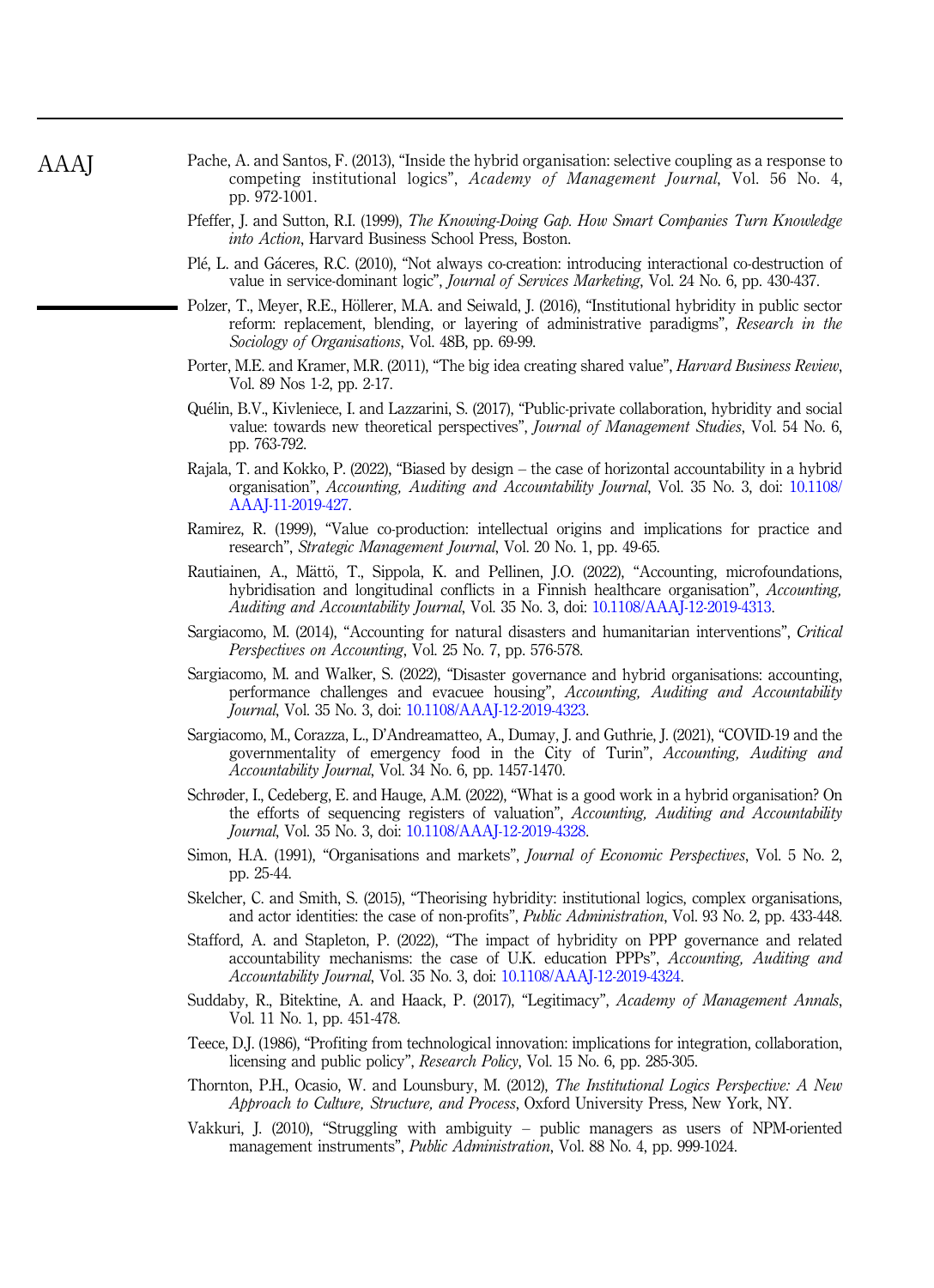Pache, A. and Santos, F. (2013), “Inside the hybrid organisation: selective coupling as a response to competing institutional logics”, *Academy of Management Journal*, Vol. 56 No. 4, pp. 972-1001.

Pfeffer, J. and Sutton, R.I. (1999), *The Knowing-Doing Gap. How Smart Companies Turn Knowledge into Action*, Harvard Business School Press, Boston.

Plé, L. and Gáceres, R.C. (2010), “Not always co-creation: introducing interactional co-destruction of value in service-dominant logic”, *Journal of Services Marketing*, Vol. 24 No. 6, pp. 430-437.

Polzer, T., Meyer, R.E., Höllerer, M.A. and Seiwald, J. (2016), “Institutional hybridity in public sector reform: replacement, blending, or layering of administrative paradigms”, *Research in the Sociology of Organisations*, Vol. 48B, pp. 69-99.

Porter, M.E. and Kramer, M.R. (2011), “The big idea creating shared value”, *Harvard Business Review*, Vol. 89 Nos 1-2, pp. 2-17.

Quélin, B.V., Kivleniece, I. and Lazzarini, S. (2017), “Public-private collaboration, hybridity and social value: towards new theoretical perspectives”, *Journal of Management Studies*, Vol. 54 No. 6, pp. 763-792.

Rajala, T. and Kokko, P. (2022), “Biased by design – the case of horizontal accountability in a hybrid organisation”, *Accounting, Auditing and Accountability Journal*, Vol. 35 No. 3, doi: 10.1108/AAAJ-11-2019-427.

Ramirez, R. (1999), “Value co-production: intellectual origins and implications for practice and research”, *Strategic Management Journal*, Vol. 20 No. 1, pp. 49-65.

Rautiainen, A., Mättö, T., Sippola, K. and Pellinen, J.O. (2022), “Accounting, microfoundations, hybridisation and longitudinal conflicts in a Finnish healthcare organisation”, *Accounting, Auditing and Accountability Journal*, Vol. 35 No. 3, doi: 10.1108/AAAJ-12-2019-4313.

Sargiacomo, M. (2014), “Accounting for natural disasters and humanitarian interventions”, *Critical Perspectives on Accounting*, Vol. 25 No. 7, pp. 576-578.

Sargiacomo, M. and Walker, S. (2022), “Disaster governance and hybrid organisations: accounting, performance challenges and evacuee housing”, *Accounting, Auditing and Accountability Journal*, Vol. 35 No. 3, doi: 10.1108/AAAJ-12-2019-4323.

Sargiacomo, M., Corazza, L., D’Andreamatteo, A., Dumay, J. and Guthrie, J. (2021), “COVID-19 and the governmentality of emergency food in the City of Turin”, *Accounting, Auditing and Accountability Journal*, Vol. 34 No. 6, pp. 1457-1470.

Schrøder, I., Cedeberg, E. and Hauge, A.M. (2022), “What is a good work in a hybrid organisation? On the efforts of sequencing registers of valuation”, *Accounting, Auditing and Accountability Journal*, Vol. 35 No. 3, doi: 10.1108/AAAJ-12-2019-4328.

Simon, H.A. (1991), “Organisations and markets”, *Journal of Economic Perspectives*, Vol. 5 No. 2, pp. 25-44.

Skelcher, C. and Smith, S. (2015), “Theorising hybridity: institutional logics, complex organisations, and actor identities: the case of non-profits”, *Public Administration*, Vol. 93 No. 2, pp. 433-448.

Stafford, A. and Stapleton, P. (2022), “The impact of hybridity on PPP governance and related accountability mechanisms: the case of U.K. education PPPs”, *Accounting, Auditing and Accountability Journal*, Vol. 35 No. 3, doi: 10.1108/AAAJ-12-2019-4324.

Suddaby, R., Bitektine, A. and Haack, P. (2017), “Legitimacy”, *Academy of Management Annals*, Vol. 11 No. 1, pp. 451-478.

Teece, D.J. (1986), “Profiting from technological innovation: implications for integration, collaboration, licensing and public policy”, *Research Policy*, Vol. 15 No. 6, pp. 285-305.

Thornton, P.H., Ocasio, W. and Lounsbury, M. (2012), *The Institutional Logics Perspective: A New Approach to Culture, Structure, and Process*, Oxford University Press, New York, NY.

Vakkuri, J. (2010), “Struggling with ambiguity – public managers as users of NPM-oriented management instruments”, *Public Administration*, Vol. 88 No. 4, pp. 999-1024.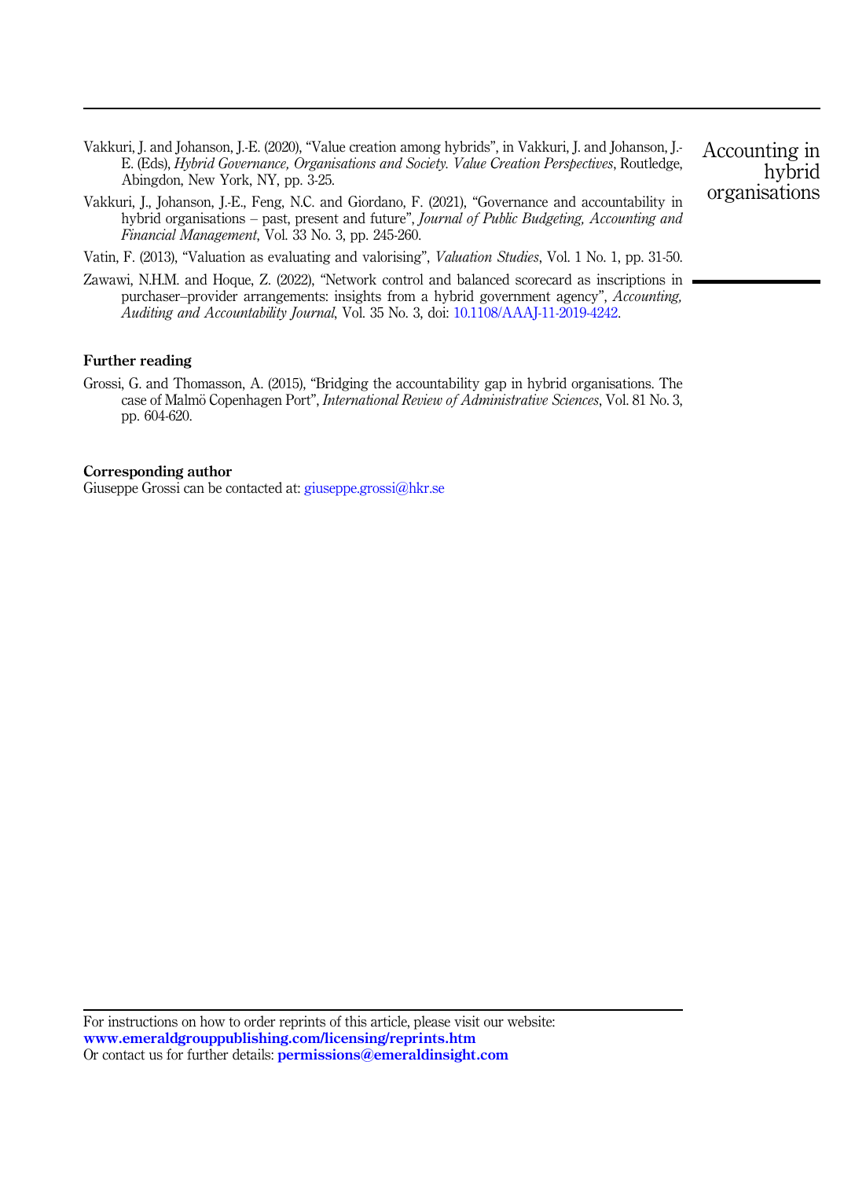Vakkuri, J. and Johanson, J.-E. (2020), “Value creation among hybrids”, in Vakkuri, J. and Johanson, J.-E. (Eds), *Hybrid Governance, Organisations and Society. Value Creation Perspectives*, Routledge, Abingdon, New York, NY, pp. 3-25.

Vakkuri, J., Johanson, J.-E., Feng, N.C. and Giordano, F. (2021), “Governance and accountability in hybrid organisations – past, present and future”, *Journal of Public Budgeting, Accounting and Financial Management*, Vol. 33 No. 3, pp. 245-260.

Vatin, F. (2013), “Valuation as evaluating and valorising”, *Valuation Studies*, Vol. 1 No. 1, pp. 31-50.

Zawawi, N.H.M. and Hoque, Z. (2022), “Network control and balanced scorecard as inscriptions in purchaser–provider arrangements: insights from a hybrid government agency”, *Accounting, Auditing and Accountability Journal*, Vol. 35 No. 3, doi: 10.1108/AAAJ-11-2019-4242.

## Further reading

Grossi, G. and Thomasson, A. (2015), “Bridging the accountability gap in hybrid organisations. The case of Malmö Copenhagen Port”, *International Review of Administrative Sciences*, Vol. 81 No. 3, pp. 604-620.

## Corresponding author

Giuseppe Grossi can be contacted at: giuseppe.grossi@hkr.se

For instructions on how to order reprints of this article, please visit our website:
**www.emeraldgrouppublishing.com/licensing/reprints.htm**
Or contact us for further details: **permissions@emeraldinsight.com**